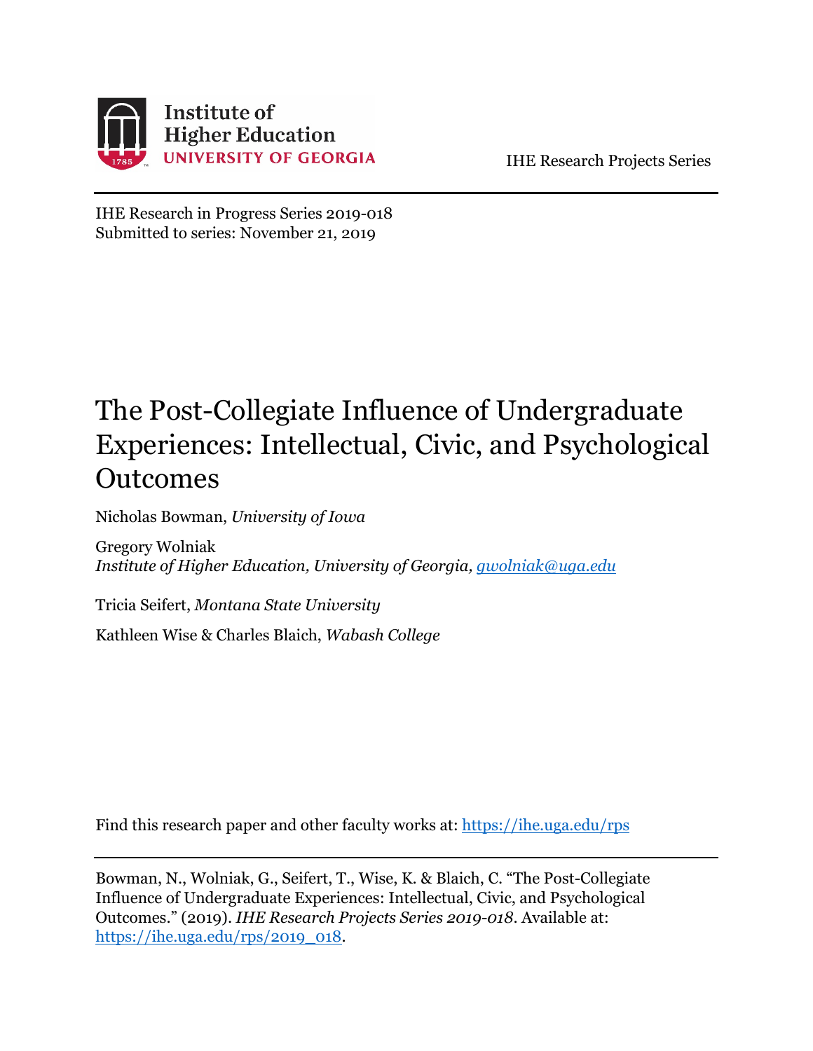Institute of Higher Education
UNIVERSITY OF GEORGIA

IHE Research Projects Series

IHE Research in Progress Series 2019-018
Submitted to series: November 21, 2019

# The Post-Collegiate Influence of Undergraduate Experiences: Intellectual, Civic, and Psychological Outcomes

Nicholas Bowman, *University of Iowa*

Gregory Wolniak
*Institute of Higher Education, University of Georgia, gwolniak@uga.edu*

Tricia Seifert, *Montana State University*

Kathleen Wise & Charles Blaich, *Wabash College*

Find this research paper and other faculty works at: https://ihe.uga.edu/rps

Bowman, N., Wolniak, G., Seifert, T., Wise, K. & Blaich, C. "The Post-Collegiate Influence of Undergraduate Experiences: Intellectual, Civic, and Psychological Outcomes." (2019). *IHE Research Projects Series 2019-018*. Available at: https://ihe.uga.edu/rps/2019_018.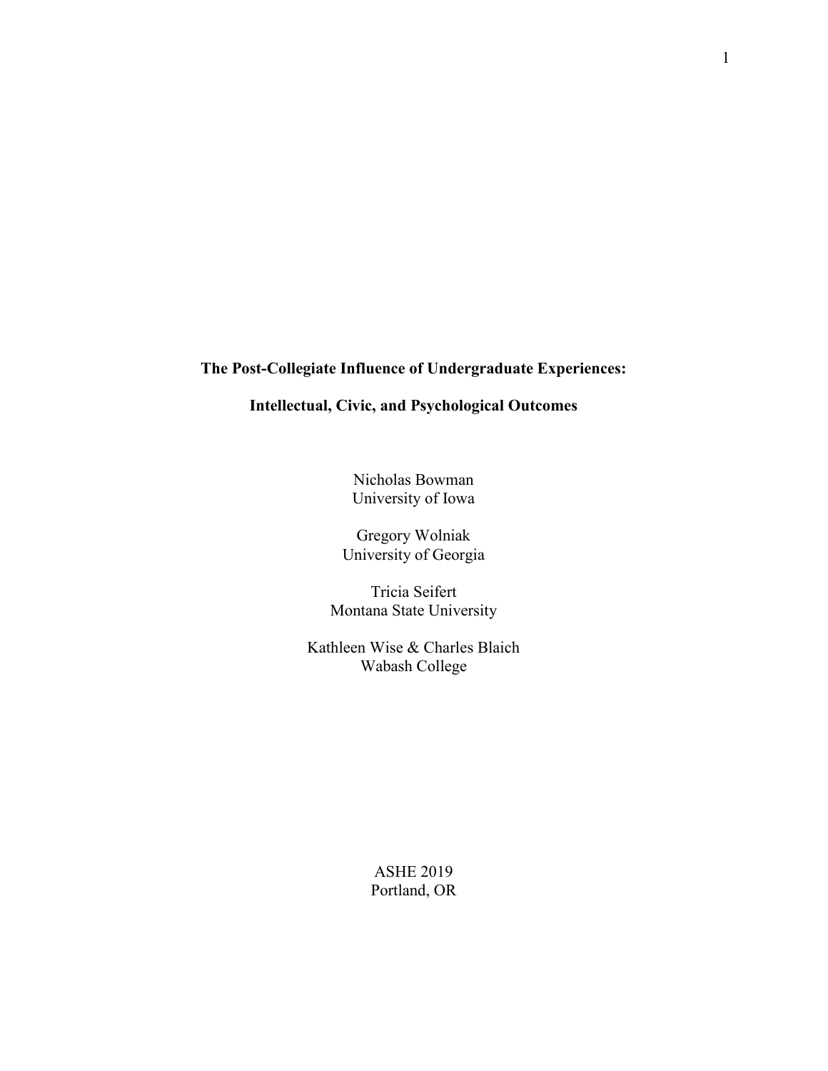**The Post-Collegiate Influence of Undergraduate Experiences:**

**Intellectual, Civic, and Psychological Outcomes**

Nicholas Bowman
University of Iowa

Gregory Wolniak
University of Georgia

Tricia Seifert
Montana State University

Kathleen Wise & Charles Blaich
Wabash College

ASHE 2019
Portland, OR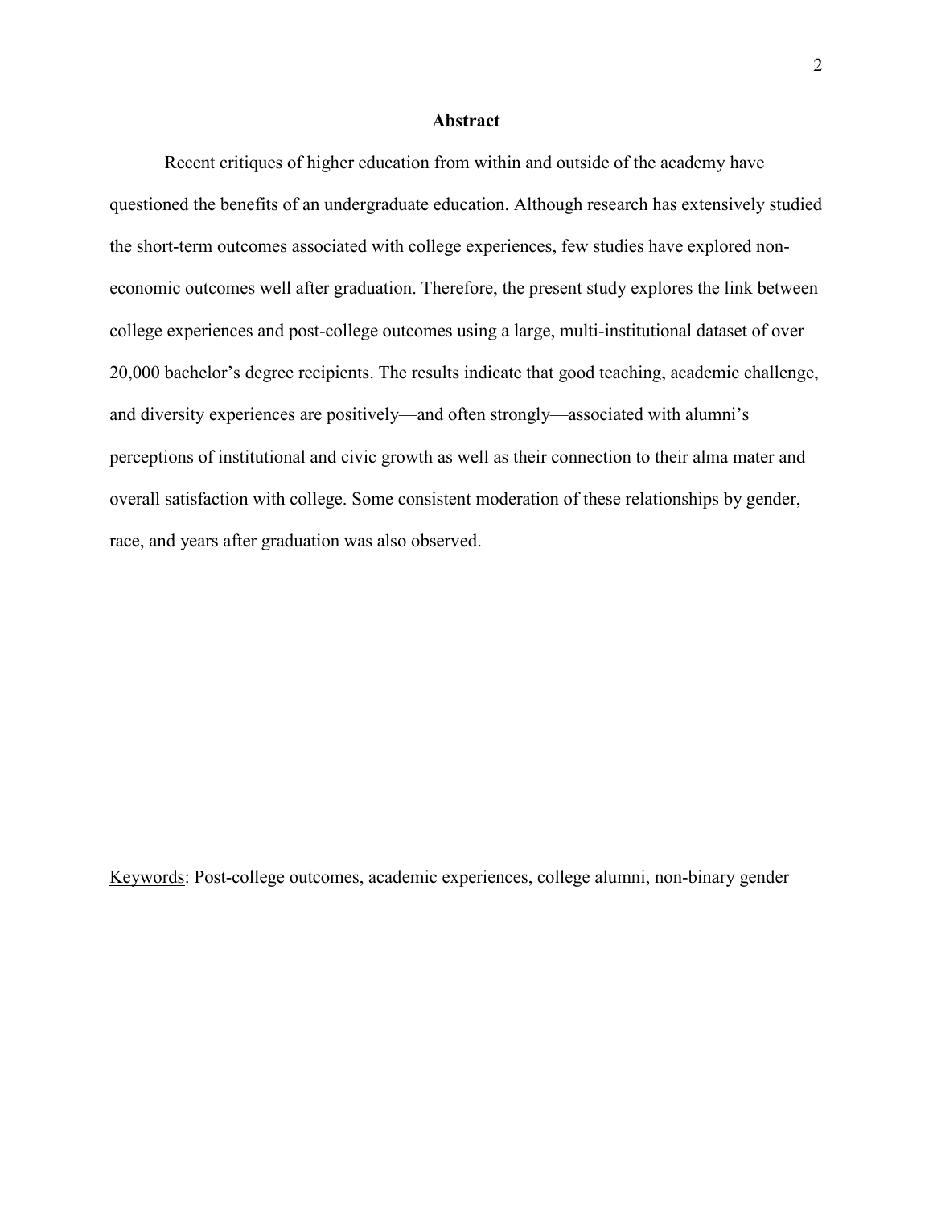## Abstract

Recent critiques of higher education from within and outside of the academy have questioned the benefits of an undergraduate education. Although research has extensively studied the short-term outcomes associated with college experiences, few studies have explored non-economic outcomes well after graduation. Therefore, the present study explores the link between college experiences and post-college outcomes using a large, multi-institutional dataset of over 20,000 bachelor's degree recipients. The results indicate that good teaching, academic challenge, and diversity experiences are positively—and often strongly—associated with alumni's perceptions of institutional and civic growth as well as their connection to their alma mater and overall satisfaction with college. Some consistent moderation of these relationships by gender, race, and years after graduation was also observed.

<u>Keywords</u>: Post-college outcomes, academic experiences, college alumni, non-binary gender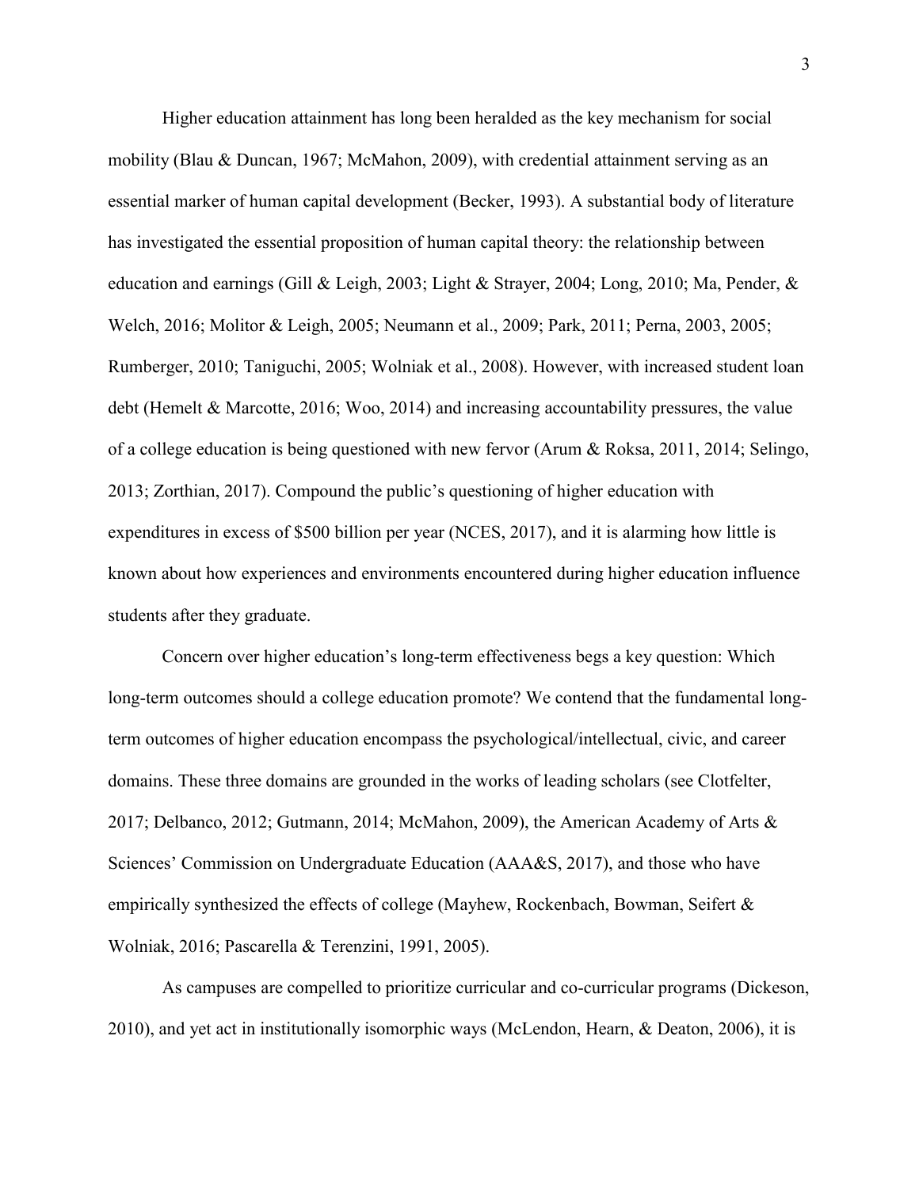Higher education attainment has long been heralded as the key mechanism for social mobility (Blau & Duncan, 1967; McMahon, 2009), with credential attainment serving as an essential marker of human capital development (Becker, 1993). A substantial body of literature has investigated the essential proposition of human capital theory: the relationship between education and earnings (Gill & Leigh, 2003; Light & Strayer, 2004; Long, 2010; Ma, Pender, & Welch, 2016; Molitor & Leigh, 2005; Neumann et al., 2009; Park, 2011; Perna, 2003, 2005; Rumberger, 2010; Taniguchi, 2005; Wolniak et al., 2008). However, with increased student loan debt (Hemelt & Marcotte, 2016; Woo, 2014) and increasing accountability pressures, the value of a college education is being questioned with new fervor (Arum & Roksa, 2011, 2014; Selingo, 2013; Zorthian, 2017). Compound the public's questioning of higher education with expenditures in excess of $500 billion per year (NCES, 2017), and it is alarming how little is known about how experiences and environments encountered during higher education influence students after they graduate.

Concern over higher education's long-term effectiveness begs a key question: Which long-term outcomes should a college education promote? We contend that the fundamental long-term outcomes of higher education encompass the psychological/intellectual, civic, and career domains. These three domains are grounded in the works of leading scholars (see Clotfelter, 2017; Delbanco, 2012; Gutmann, 2014; McMahon, 2009), the American Academy of Arts & Sciences' Commission on Undergraduate Education (AAA&S, 2017), and those who have empirically synthesized the effects of college (Mayhew, Rockenbach, Bowman, Seifert & Wolniak, 2016; Pascarella & Terenzini, 1991, 2005).

As campuses are compelled to prioritize curricular and co-curricular programs (Dickeson, 2010), and yet act in institutionally isomorphic ways (McLendon, Hearn, & Deaton, 2006), it is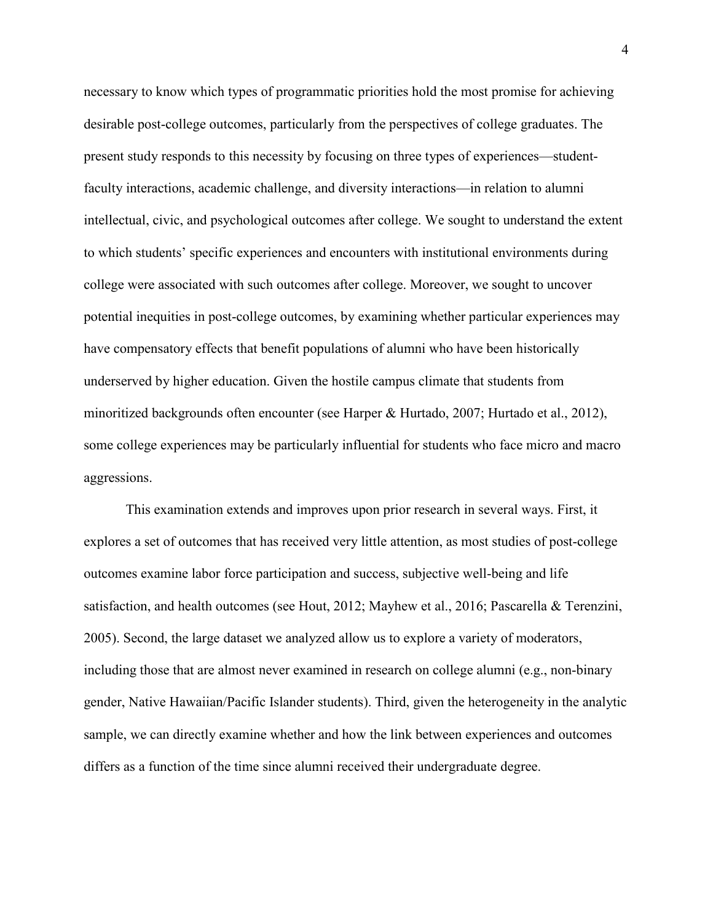necessary to know which types of programmatic priorities hold the most promise for achieving desirable post-college outcomes, particularly from the perspectives of college graduates. The present study responds to this necessity by focusing on three types of experiences—student-faculty interactions, academic challenge, and diversity interactions—in relation to alumni intellectual, civic, and psychological outcomes after college. We sought to understand the extent to which students' specific experiences and encounters with institutional environments during college were associated with such outcomes after college. Moreover, we sought to uncover potential inequities in post-college outcomes, by examining whether particular experiences may have compensatory effects that benefit populations of alumni who have been historically underserved by higher education. Given the hostile campus climate that students from minoritized backgrounds often encounter (see Harper & Hurtado, 2007; Hurtado et al., 2012), some college experiences may be particularly influential for students who face micro and macro aggressions.

This examination extends and improves upon prior research in several ways. First, it explores a set of outcomes that has received very little attention, as most studies of post-college outcomes examine labor force participation and success, subjective well-being and life satisfaction, and health outcomes (see Hout, 2012; Mayhew et al., 2016; Pascarella & Terenzini, 2005). Second, the large dataset we analyzed allow us to explore a variety of moderators, including those that are almost never examined in research on college alumni (e.g., non-binary gender, Native Hawaiian/Pacific Islander students). Third, given the heterogeneity in the analytic sample, we can directly examine whether and how the link between experiences and outcomes differs as a function of the time since alumni received their undergraduate degree.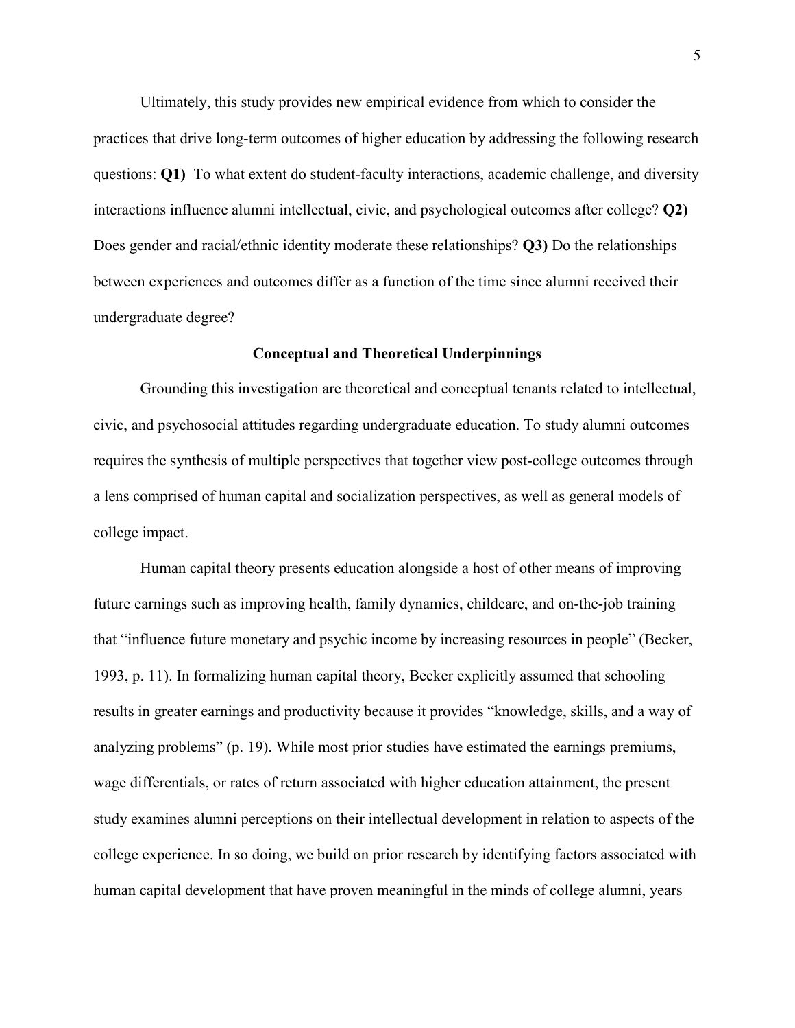Ultimately, this study provides new empirical evidence from which to consider the practices that drive long-term outcomes of higher education by addressing the following research questions: **Q1)** To what extent do student-faculty interactions, academic challenge, and diversity interactions influence alumni intellectual, civic, and psychological outcomes after college? **Q2)** Does gender and racial/ethnic identity moderate these relationships? **Q3)** Do the relationships between experiences and outcomes differ as a function of the time since alumni received their undergraduate degree?

## Conceptual and Theoretical Underpinnings

Grounding this investigation are theoretical and conceptual tenants related to intellectual, civic, and psychosocial attitudes regarding undergraduate education. To study alumni outcomes requires the synthesis of multiple perspectives that together view post-college outcomes through a lens comprised of human capital and socialization perspectives, as well as general models of college impact.

Human capital theory presents education alongside a host of other means of improving future earnings such as improving health, family dynamics, childcare, and on-the-job training that "influence future monetary and psychic income by increasing resources in people" (Becker, 1993, p. 11). In formalizing human capital theory, Becker explicitly assumed that schooling results in greater earnings and productivity because it provides "knowledge, skills, and a way of analyzing problems" (p. 19). While most prior studies have estimated the earnings premiums, wage differentials, or rates of return associated with higher education attainment, the present study examines alumni perceptions on their intellectual development in relation to aspects of the college experience. In so doing, we build on prior research by identifying factors associated with human capital development that have proven meaningful in the minds of college alumni, years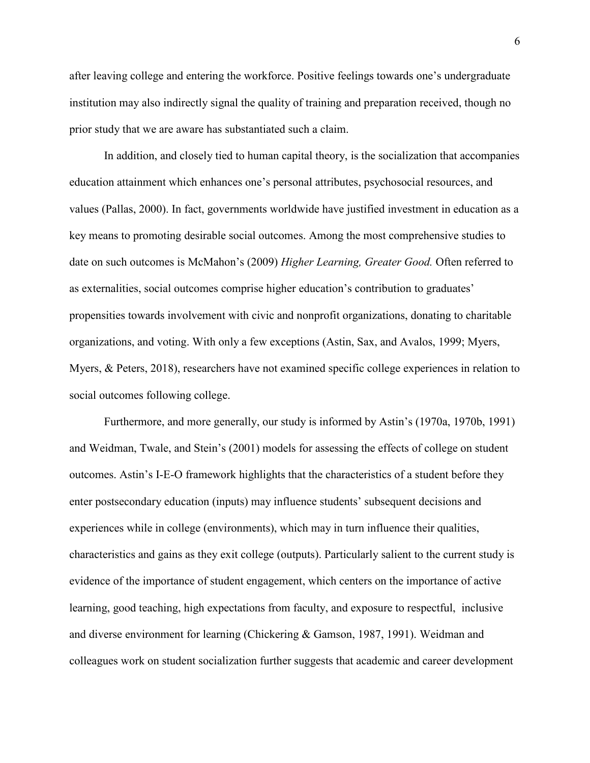after leaving college and entering the workforce. Positive feelings towards one's undergraduate institution may also indirectly signal the quality of training and preparation received, though no prior study that we are aware has substantiated such a claim.

In addition, and closely tied to human capital theory, is the socialization that accompanies education attainment which enhances one's personal attributes, psychosocial resources, and values (Pallas, 2000). In fact, governments worldwide have justified investment in education as a key means to promoting desirable social outcomes. Among the most comprehensive studies to date on such outcomes is McMahon's (2009) *Higher Learning, Greater Good.* Often referred to as externalities, social outcomes comprise higher education's contribution to graduates' propensities towards involvement with civic and nonprofit organizations, donating to charitable organizations, and voting. With only a few exceptions (Astin, Sax, and Avalos, 1999; Myers, Myers, & Peters, 2018), researchers have not examined specific college experiences in relation to social outcomes following college.

Furthermore, and more generally, our study is informed by Astin's (1970a, 1970b, 1991) and Weidman, Twale, and Stein's (2001) models for assessing the effects of college on student outcomes. Astin's I-E-O framework highlights that the characteristics of a student before they enter postsecondary education (inputs) may influence students' subsequent decisions and experiences while in college (environments), which may in turn influence their qualities, characteristics and gains as they exit college (outputs). Particularly salient to the current study is evidence of the importance of student engagement, which centers on the importance of active learning, good teaching, high expectations from faculty, and exposure to respectful, inclusive and diverse environment for learning (Chickering & Gamson, 1987, 1991). Weidman and colleagues work on student socialization further suggests that academic and career development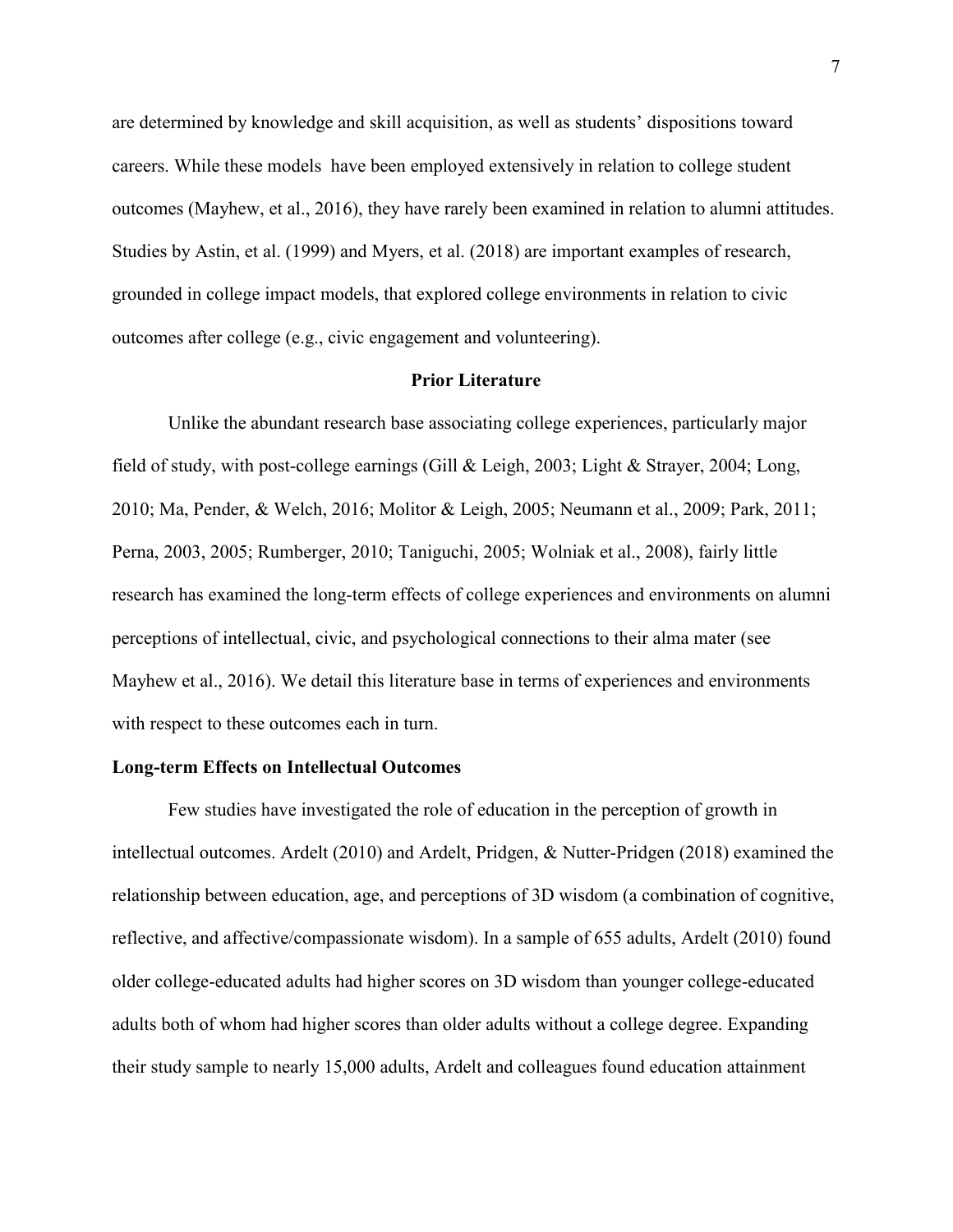are determined by knowledge and skill acquisition, as well as students' dispositions toward careers. While these models have been employed extensively in relation to college student outcomes (Mayhew, et al., 2016), they have rarely been examined in relation to alumni attitudes. Studies by Astin, et al. (1999) and Myers, et al. (2018) are important examples of research, grounded in college impact models, that explored college environments in relation to civic outcomes after college (e.g., civic engagement and volunteering).

## Prior Literature

Unlike the abundant research base associating college experiences, particularly major field of study, with post-college earnings (Gill & Leigh, 2003; Light & Strayer, 2004; Long, 2010; Ma, Pender, & Welch, 2016; Molitor & Leigh, 2005; Neumann et al., 2009; Park, 2011; Perna, 2003, 2005; Rumberger, 2010; Taniguchi, 2005; Wolniak et al., 2008), fairly little research has examined the long-term effects of college experiences and environments on alumni perceptions of intellectual, civic, and psychological connections to their alma mater (see Mayhew et al., 2016). We detail this literature base in terms of experiences and environments with respect to these outcomes each in turn.

### Long-term Effects on Intellectual Outcomes

Few studies have investigated the role of education in the perception of growth in intellectual outcomes. Ardelt (2010) and Ardelt, Pridgen, & Nutter-Pridgen (2018) examined the relationship between education, age, and perceptions of 3D wisdom (a combination of cognitive, reflective, and affective/compassionate wisdom). In a sample of 655 adults, Ardelt (2010) found older college-educated adults had higher scores on 3D wisdom than younger college-educated adults both of whom had higher scores than older adults without a college degree. Expanding their study sample to nearly 15,000 adults, Ardelt and colleagues found education attainment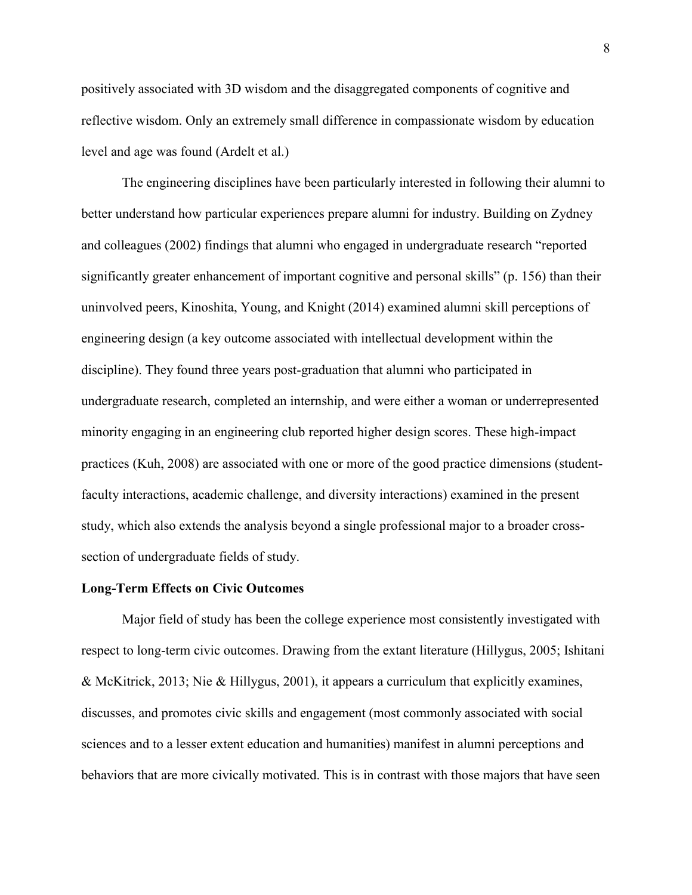positively associated with 3D wisdom and the disaggregated components of cognitive and reflective wisdom. Only an extremely small difference in compassionate wisdom by education level and age was found (Ardelt et al.)

The engineering disciplines have been particularly interested in following their alumni to better understand how particular experiences prepare alumni for industry. Building on Zydney and colleagues (2002) findings that alumni who engaged in undergraduate research "reported significantly greater enhancement of important cognitive and personal skills" (p. 156) than their uninvolved peers, Kinoshita, Young, and Knight (2014) examined alumni skill perceptions of engineering design (a key outcome associated with intellectual development within the discipline). They found three years post-graduation that alumni who participated in undergraduate research, completed an internship, and were either a woman or underrepresented minority engaging in an engineering club reported higher design scores. These high-impact practices (Kuh, 2008) are associated with one or more of the good practice dimensions (student-faculty interactions, academic challenge, and diversity interactions) examined in the present study, which also extends the analysis beyond a single professional major to a broader cross-section of undergraduate fields of study.

**Long-Term Effects on Civic Outcomes**

Major field of study has been the college experience most consistently investigated with respect to long-term civic outcomes. Drawing from the extant literature (Hillygus, 2005; Ishitani & McKitrick, 2013; Nie & Hillygus, 2001), it appears a curriculum that explicitly examines, discusses, and promotes civic skills and engagement (most commonly associated with social sciences and to a lesser extent education and humanities) manifest in alumni perceptions and behaviors that are more civically motivated. This is in contrast with those majors that have seen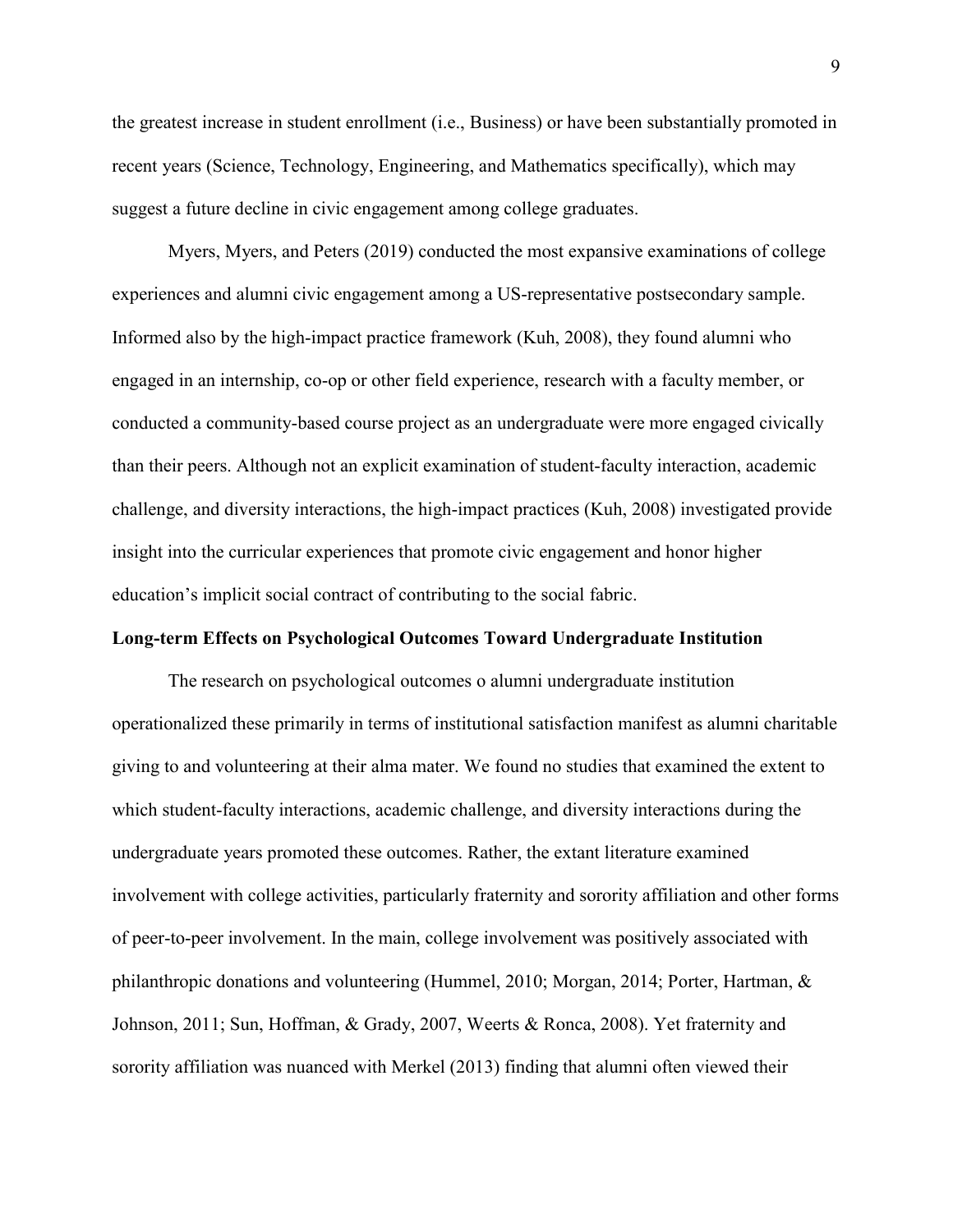the greatest increase in student enrollment (i.e., Business) or have been substantially promoted in recent years (Science, Technology, Engineering, and Mathematics specifically), which may suggest a future decline in civic engagement among college graduates.

Myers, Myers, and Peters (2019) conducted the most expansive examinations of college experiences and alumni civic engagement among a US-representative postsecondary sample. Informed also by the high-impact practice framework (Kuh, 2008), they found alumni who engaged in an internship, co-op or other field experience, research with a faculty member, or conducted a community-based course project as an undergraduate were more engaged civically than their peers. Although not an explicit examination of student-faculty interaction, academic challenge, and diversity interactions, the high-impact practices (Kuh, 2008) investigated provide insight into the curricular experiences that promote civic engagement and honor higher education's implicit social contract of contributing to the social fabric.

**Long-term Effects on Psychological Outcomes Toward Undergraduate Institution**

The research on psychological outcomes o alumni undergraduate institution operationalized these primarily in terms of institutional satisfaction manifest as alumni charitable giving to and volunteering at their alma mater. We found no studies that examined the extent to which student-faculty interactions, academic challenge, and diversity interactions during the undergraduate years promoted these outcomes. Rather, the extant literature examined involvement with college activities, particularly fraternity and sorority affiliation and other forms of peer-to-peer involvement. In the main, college involvement was positively associated with philanthropic donations and volunteering (Hummel, 2010; Morgan, 2014; Porter, Hartman, & Johnson, 2011; Sun, Hoffman, & Grady, 2007, Weerts & Ronca, 2008). Yet fraternity and sorority affiliation was nuanced with Merkel (2013) finding that alumni often viewed their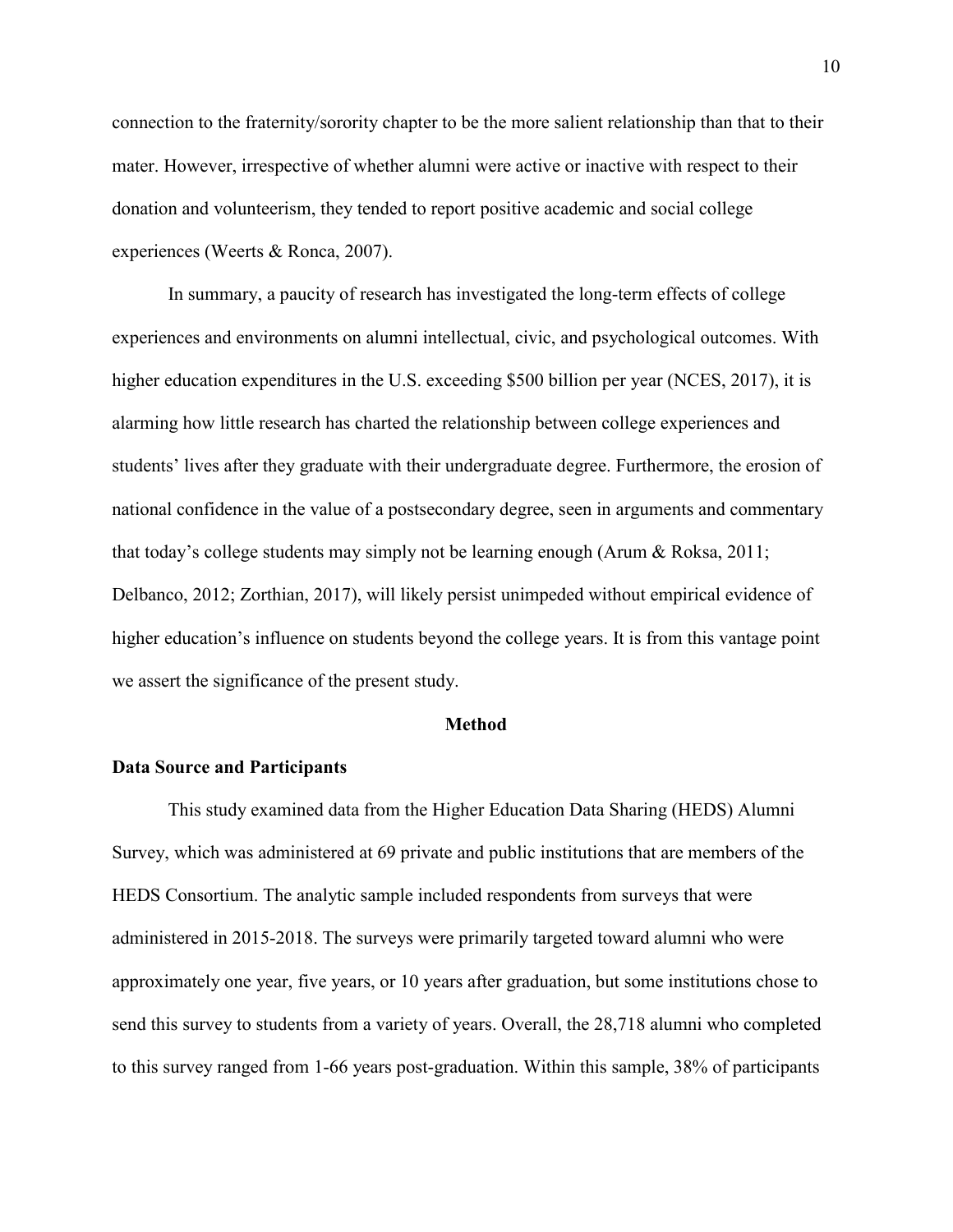connection to the fraternity/sorority chapter to be the more salient relationship than that to their mater. However, irrespective of whether alumni were active or inactive with respect to their donation and volunteerism, they tended to report positive academic and social college experiences (Weerts & Ronca, 2007).

In summary, a paucity of research has investigated the long-term effects of college experiences and environments on alumni intellectual, civic, and psychological outcomes. With higher education expenditures in the U.S. exceeding $500 billion per year (NCES, 2017), it is alarming how little research has charted the relationship between college experiences and students' lives after they graduate with their undergraduate degree. Furthermore, the erosion of national confidence in the value of a postsecondary degree, seen in arguments and commentary that today's college students may simply not be learning enough (Arum & Roksa, 2011; Delbanco, 2012; Zorthian, 2017), will likely persist unimpeded without empirical evidence of higher education's influence on students beyond the college years. It is from this vantage point we assert the significance of the present study.

## Method

### Data Source and Participants

This study examined data from the Higher Education Data Sharing (HEDS) Alumni Survey, which was administered at 69 private and public institutions that are members of the HEDS Consortium. The analytic sample included respondents from surveys that were administered in 2015-2018. The surveys were primarily targeted toward alumni who were approximately one year, five years, or 10 years after graduation, but some institutions chose to send this survey to students from a variety of years. Overall, the 28,718 alumni who completed to this survey ranged from 1-66 years post-graduation. Within this sample, 38% of participants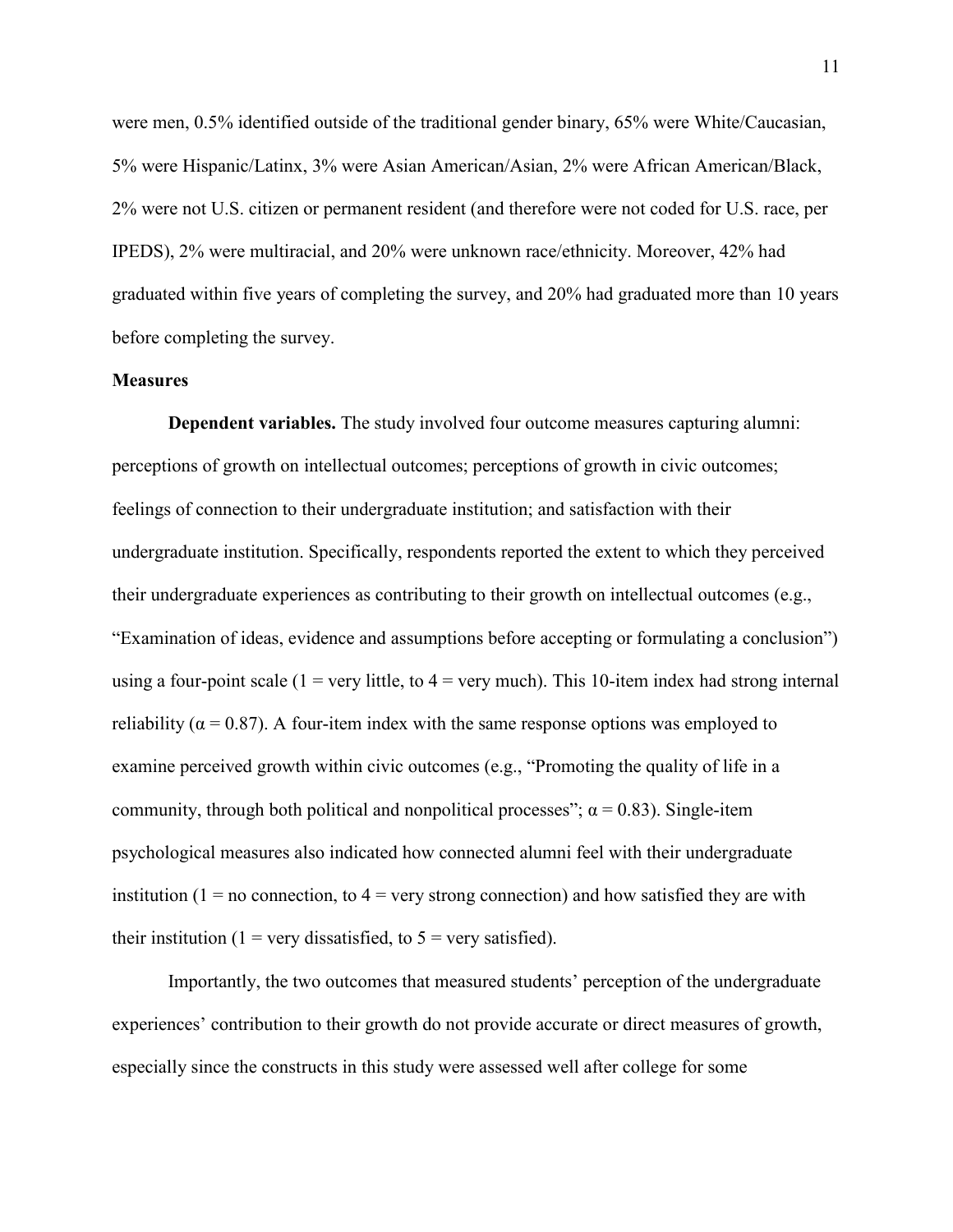were men, 0.5% identified outside of the traditional gender binary, 65% were White/Caucasian, 5% were Hispanic/Latinx, 3% were Asian American/Asian, 2% were African American/Black, 2% were not U.S. citizen or permanent resident (and therefore were not coded for U.S. race, per IPEDS), 2% were multiracial, and 20% were unknown race/ethnicity. Moreover, 42% had graduated within five years of completing the survey, and 20% had graduated more than 10 years before completing the survey.

### Measures

**Dependent variables.** The study involved four outcome measures capturing alumni: perceptions of growth on intellectual outcomes; perceptions of growth in civic outcomes; feelings of connection to their undergraduate institution; and satisfaction with their undergraduate institution. Specifically, respondents reported the extent to which they perceived their undergraduate experiences as contributing to their growth on intellectual outcomes (e.g., "Examination of ideas, evidence and assumptions before accepting or formulating a conclusion") using a four-point scale (1 = very little, to 4 = very much). This 10-item index had strong internal reliability ($\alpha = 0.87$). A four-item index with the same response options was employed to examine perceived growth within civic outcomes (e.g., "Promoting the quality of life in a community, through both political and nonpolitical processes"; $\alpha = 0.83$). Single-item psychological measures also indicated how connected alumni feel with their undergraduate institution (1 = no connection, to 4 = very strong connection) and how satisfied they are with their institution (1 = very dissatisfied, to 5 = very satisfied).

Importantly, the two outcomes that measured students' perception of the undergraduate experiences' contribution to their growth do not provide accurate or direct measures of growth, especially since the constructs in this study were assessed well after college for some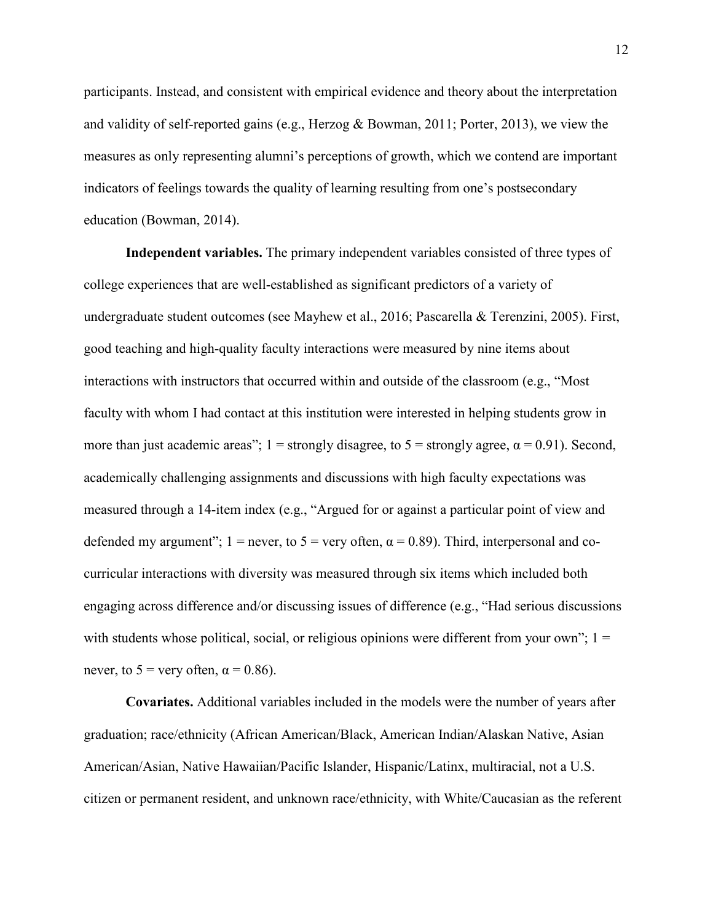participants. Instead, and consistent with empirical evidence and theory about the interpretation and validity of self-reported gains (e.g., Herzog & Bowman, 2011; Porter, 2013), we view the measures as only representing alumni's perceptions of growth, which we contend are important indicators of feelings towards the quality of learning resulting from one's postsecondary education (Bowman, 2014).

**Independent variables.** The primary independent variables consisted of three types of college experiences that are well-established as significant predictors of a variety of undergraduate student outcomes (see Mayhew et al., 2016; Pascarella & Terenzini, 2005). First, good teaching and high-quality faculty interactions were measured by nine items about interactions with instructors that occurred within and outside of the classroom (e.g., "Most faculty with whom I had contact at this institution were interested in helping students grow in more than just academic areas"; 1 = strongly disagree, to 5 = strongly agree, $\alpha = 0.91$). Second, academically challenging assignments and discussions with high faculty expectations was measured through a 14-item index (e.g., "Argued for or against a particular point of view and defended my argument"; 1 = never, to 5 = very often, $\alpha = 0.89$). Third, interpersonal and co-curricular interactions with diversity was measured through six items which included both engaging across difference and/or discussing issues of difference (e.g., "Had serious discussions with students whose political, social, or religious opinions were different from your own"; 1 = never, to 5 = very often, $\alpha = 0.86$).

**Covariates.** Additional variables included in the models were the number of years after graduation; race/ethnicity (African American/Black, American Indian/Alaskan Native, Asian American/Asian, Native Hawaiian/Pacific Islander, Hispanic/Latinx, multiracial, not a U.S. citizen or permanent resident, and unknown race/ethnicity, with White/Caucasian as the referent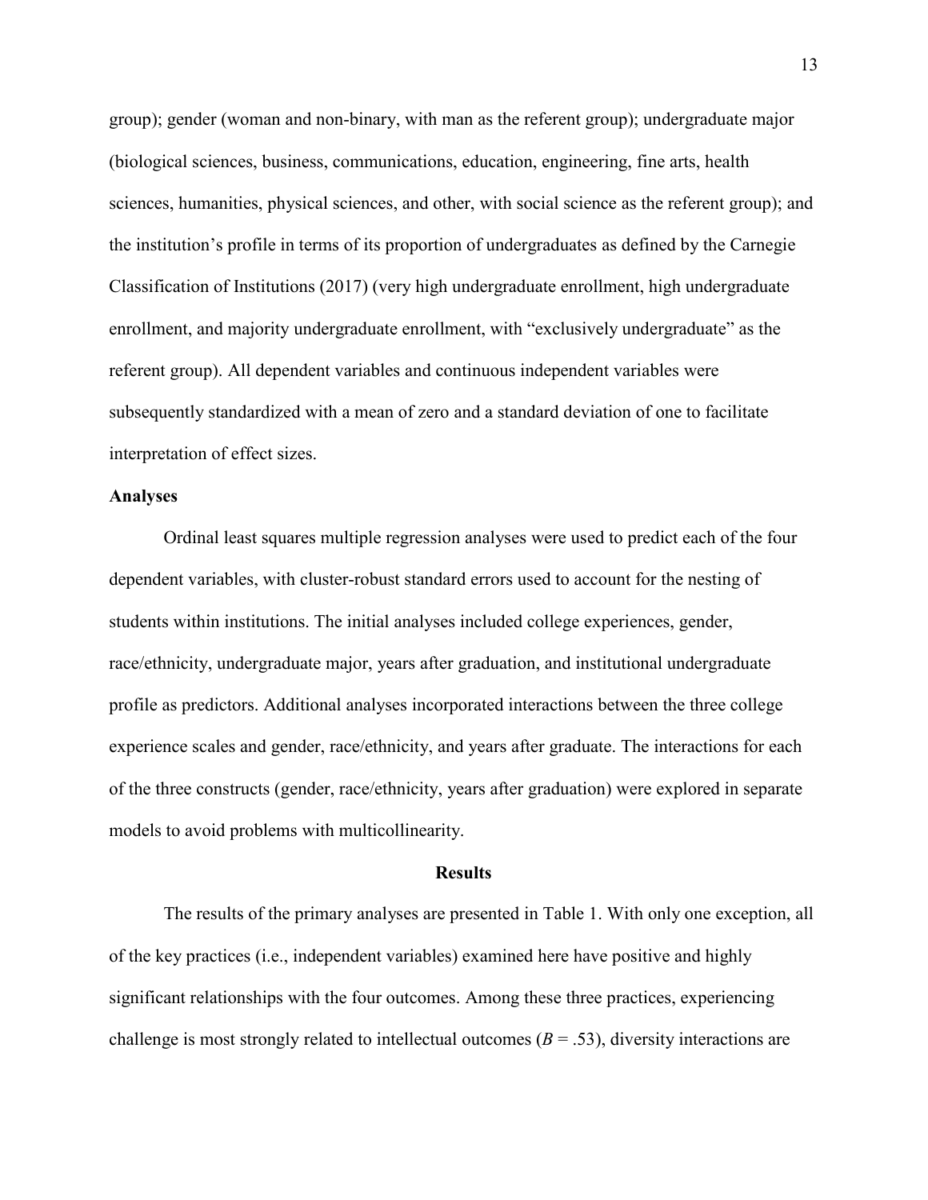group); gender (woman and non-binary, with man as the referent group); undergraduate major (biological sciences, business, communications, education, engineering, fine arts, health sciences, humanities, physical sciences, and other, with social science as the referent group); and the institution's profile in terms of its proportion of undergraduates as defined by the Carnegie Classification of Institutions (2017) (very high undergraduate enrollment, high undergraduate enrollment, and majority undergraduate enrollment, with "exclusively undergraduate" as the referent group). All dependent variables and continuous independent variables were subsequently standardized with a mean of zero and a standard deviation of one to facilitate interpretation of effect sizes.

### Analyses

Ordinal least squares multiple regression analyses were used to predict each of the four dependent variables, with cluster-robust standard errors used to account for the nesting of students within institutions. The initial analyses included college experiences, gender, race/ethnicity, undergraduate major, years after graduation, and institutional undergraduate profile as predictors. Additional analyses incorporated interactions between the three college experience scales and gender, race/ethnicity, and years after graduate. The interactions for each of the three constructs (gender, race/ethnicity, years after graduation) were explored in separate models to avoid problems with multicollinearity.

## Results

The results of the primary analyses are presented in Table 1. With only one exception, all of the key practices (i.e., independent variables) examined here have positive and highly significant relationships with the four outcomes. Among these three practices, experiencing challenge is most strongly related to intellectual outcomes (*B* = .53), diversity interactions are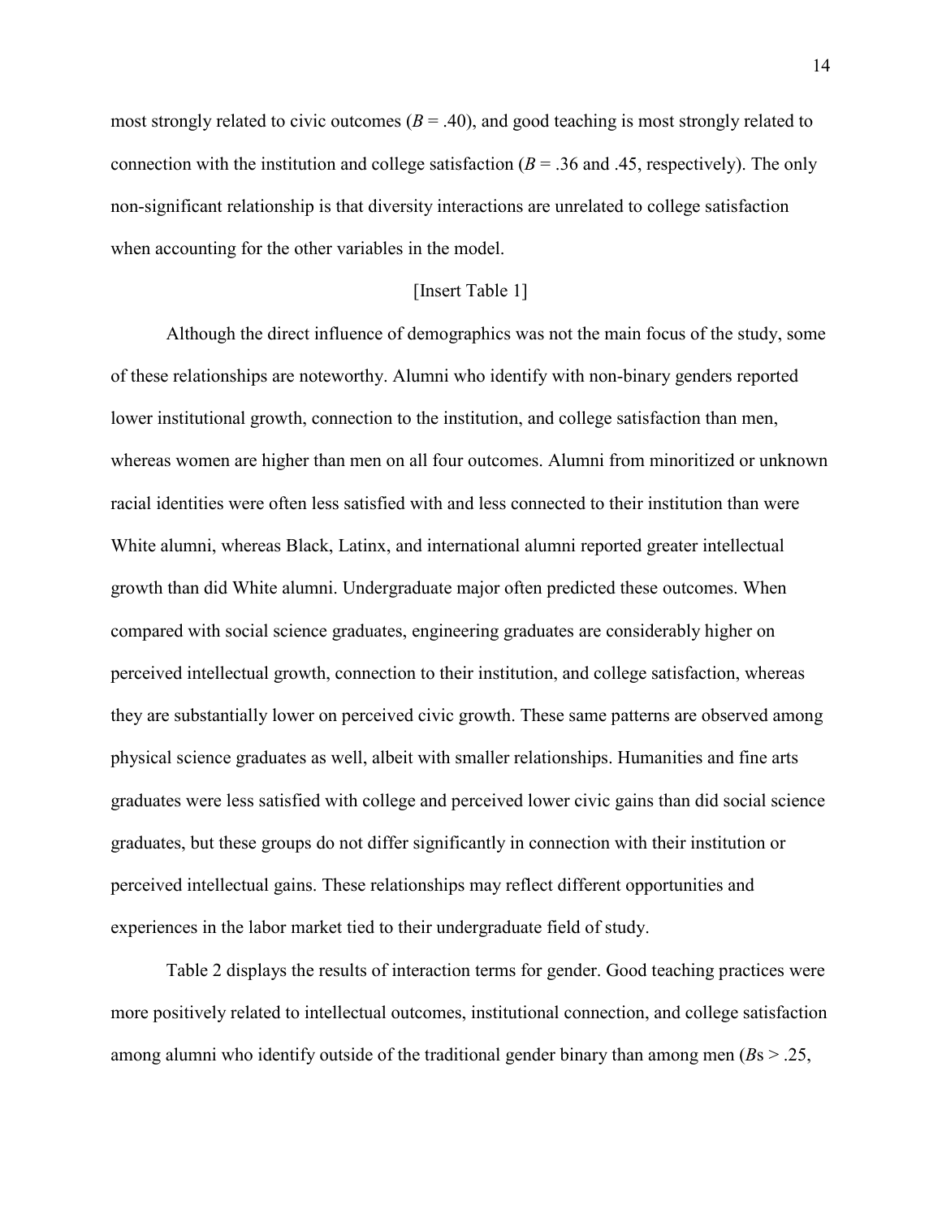most strongly related to civic outcomes (*B* = .40), and good teaching is most strongly related to connection with the institution and college satisfaction (*B* = .36 and .45, respectively). The only non-significant relationship is that diversity interactions are unrelated to college satisfaction when accounting for the other variables in the model.

[Insert Table 1]

Although the direct influence of demographics was not the main focus of the study, some of these relationships are noteworthy. Alumni who identify with non-binary genders reported lower institutional growth, connection to the institution, and college satisfaction than men, whereas women are higher than men on all four outcomes. Alumni from minoritized or unknown racial identities were often less satisfied with and less connected to their institution than were White alumni, whereas Black, Latinx, and international alumni reported greater intellectual growth than did White alumni. Undergraduate major often predicted these outcomes. When compared with social science graduates, engineering graduates are considerably higher on perceived intellectual growth, connection to their institution, and college satisfaction, whereas they are substantially lower on perceived civic growth. These same patterns are observed among physical science graduates as well, albeit with smaller relationships. Humanities and fine arts graduates were less satisfied with college and perceived lower civic gains than did social science graduates, but these groups do not differ significantly in connection with their institution or perceived intellectual gains. These relationships may reflect different opportunities and experiences in the labor market tied to their undergraduate field of study.

Table 2 displays the results of interaction terms for gender. Good teaching practices were more positively related to intellectual outcomes, institutional connection, and college satisfaction among alumni who identify outside of the traditional gender binary than among men (*B*s > .25,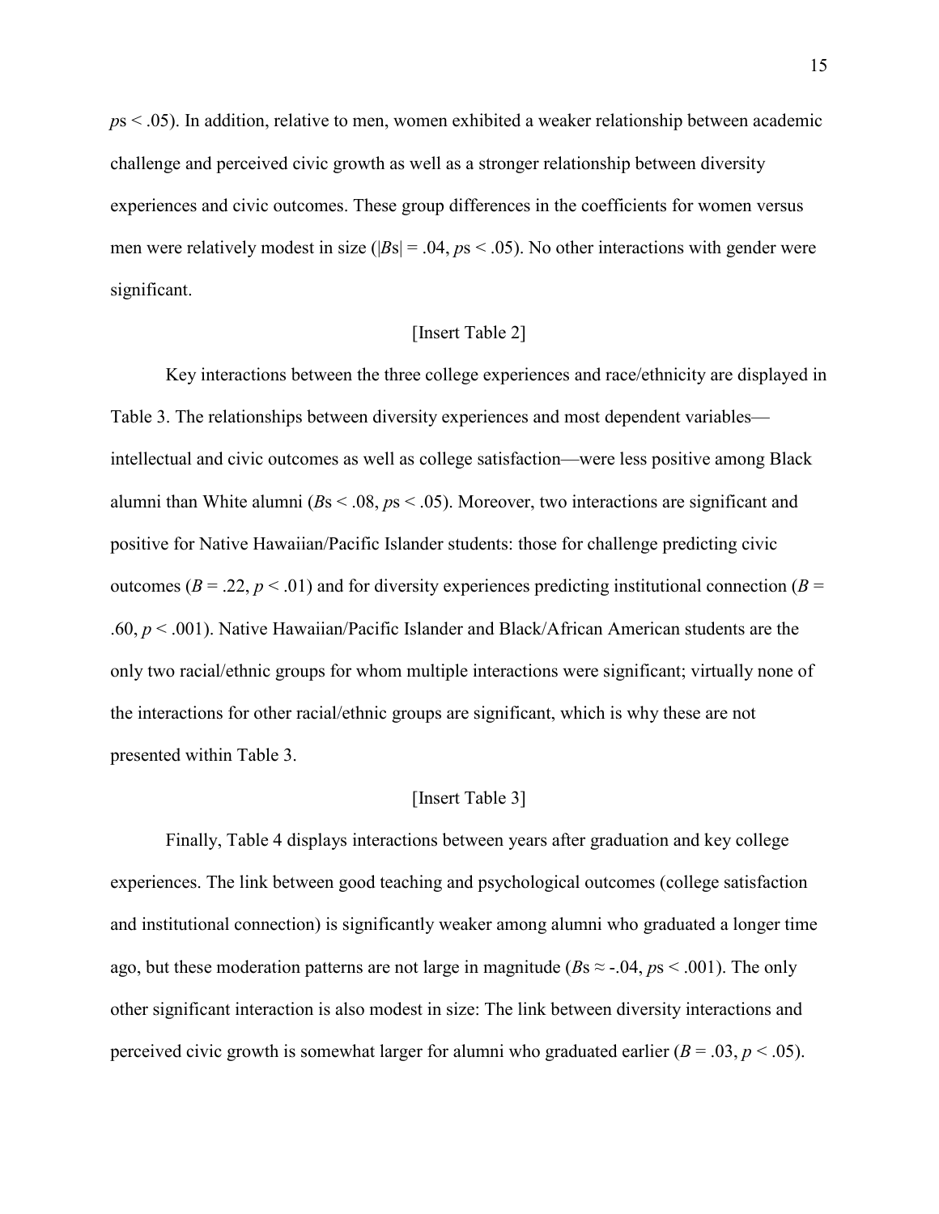$p$s < .05). In addition, relative to men, women exhibited a weaker relationship between academic challenge and perceived civic growth as well as a stronger relationship between diversity experiences and civic outcomes. These group differences in the coefficients for women versus men were relatively modest in size ($|B$s$| = .04$, $p$s < .05). No other interactions with gender were significant.

[Insert Table 2]

Key interactions between the three college experiences and race/ethnicity are displayed in Table 3. The relationships between diversity experiences and most dependent variables—intellectual and civic outcomes as well as college satisfaction—were less positive among Black alumni than White alumni ($B$s < .08, $p$s < .05). Moreover, two interactions are significant and positive for Native Hawaiian/Pacific Islander students: those for challenge predicting civic outcomes ($B = .22$, $p < .01$) and for diversity experiences predicting institutional connection ($B = .60$, $p < .001$). Native Hawaiian/Pacific Islander and Black/African American students are the only two racial/ethnic groups for whom multiple interactions were significant; virtually none of the interactions for other racial/ethnic groups are significant, which is why these are not presented within Table 3.

[Insert Table 3]

Finally, Table 4 displays interactions between years after graduation and key college experiences. The link between good teaching and psychological outcomes (college satisfaction and institutional connection) is significantly weaker among alumni who graduated a longer time ago, but these moderation patterns are not large in magnitude ($B$s $\approx -.04$, $p$s < .001). The only other significant interaction is also modest in size: The link between diversity interactions and perceived civic growth is somewhat larger for alumni who graduated earlier ($B = .03$, $p < .05$).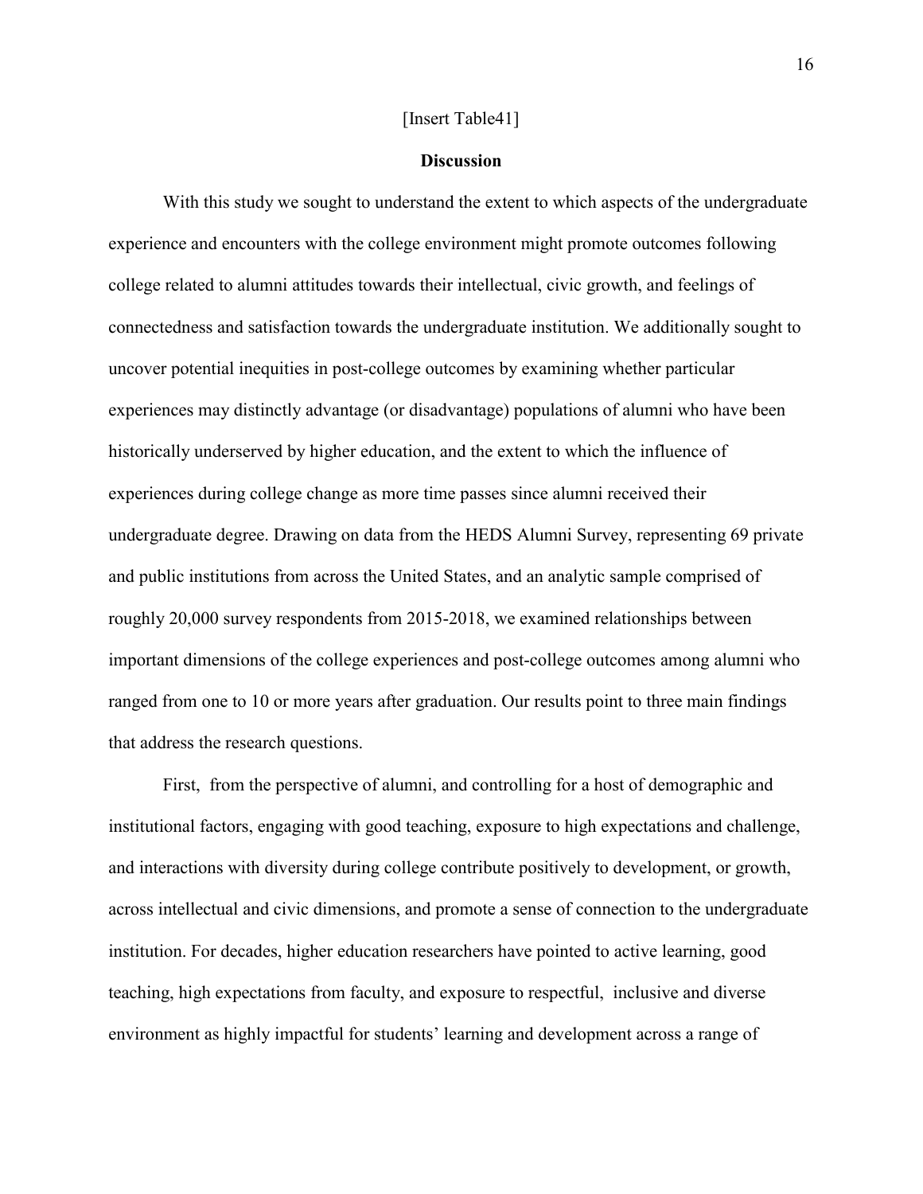[Insert Table41]

## Discussion

With this study we sought to understand the extent to which aspects of the undergraduate experience and encounters with the college environment might promote outcomes following college related to alumni attitudes towards their intellectual, civic growth, and feelings of connectedness and satisfaction towards the undergraduate institution. We additionally sought to uncover potential inequities in post-college outcomes by examining whether particular experiences may distinctly advantage (or disadvantage) populations of alumni who have been historically underserved by higher education, and the extent to which the influence of experiences during college change as more time passes since alumni received their undergraduate degree. Drawing on data from the HEDS Alumni Survey, representing 69 private and public institutions from across the United States, and an analytic sample comprised of roughly 20,000 survey respondents from 2015-2018, we examined relationships between important dimensions of the college experiences and post-college outcomes among alumni who ranged from one to 10 or more years after graduation. Our results point to three main findings that address the research questions.

First, from the perspective of alumni, and controlling for a host of demographic and institutional factors, engaging with good teaching, exposure to high expectations and challenge, and interactions with diversity during college contribute positively to development, or growth, across intellectual and civic dimensions, and promote a sense of connection to the undergraduate institution. For decades, higher education researchers have pointed to active learning, good teaching, high expectations from faculty, and exposure to respectful, inclusive and diverse environment as highly impactful for students' learning and development across a range of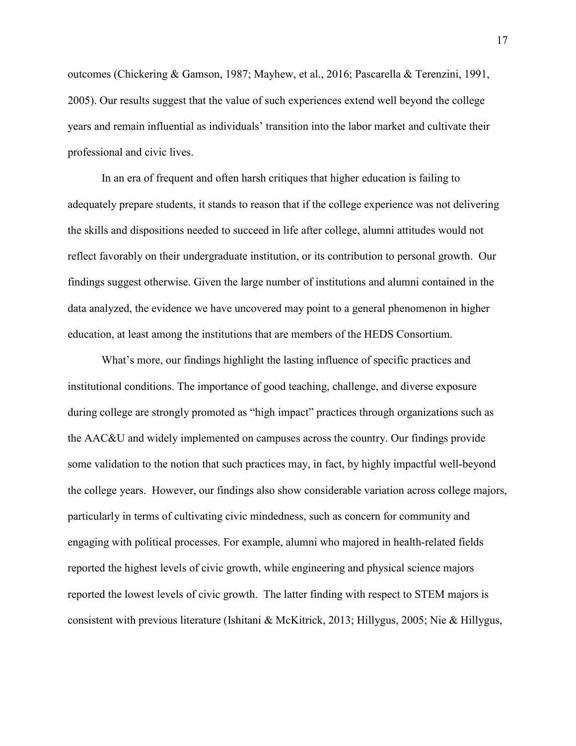outcomes (Chickering & Gamson, 1987; Mayhew, et al., 2016; Pascarella & Terenzini, 1991, 2005). Our results suggest that the value of such experiences extend well beyond the college years and remain influential as individuals' transition into the labor market and cultivate their professional and civic lives.

In an era of frequent and often harsh critiques that higher education is failing to adequately prepare students, it stands to reason that if the college experience was not delivering the skills and dispositions needed to succeed in life after college, alumni attitudes would not reflect favorably on their undergraduate institution, or its contribution to personal growth. Our findings suggest otherwise. Given the large number of institutions and alumni contained in the data analyzed, the evidence we have uncovered may point to a general phenomenon in higher education, at least among the institutions that are members of the HEDS Consortium.

What's more, our findings highlight the lasting influence of specific practices and institutional conditions. The importance of good teaching, challenge, and diverse exposure during college are strongly promoted as "high impact" practices through organizations such as the AAC&U and widely implemented on campuses across the country. Our findings provide some validation to the notion that such practices may, in fact, by highly impactful well-beyond the college years. However, our findings also show considerable variation across college majors, particularly in terms of cultivating civic mindedness, such as concern for community and engaging with political processes. For example, alumni who majored in health-related fields reported the highest levels of civic growth, while engineering and physical science majors reported the lowest levels of civic growth. The latter finding with respect to STEM majors is consistent with previous literature (Ishitani & McKitrick, 2013; Hillygus, 2005; Nie & Hillygus,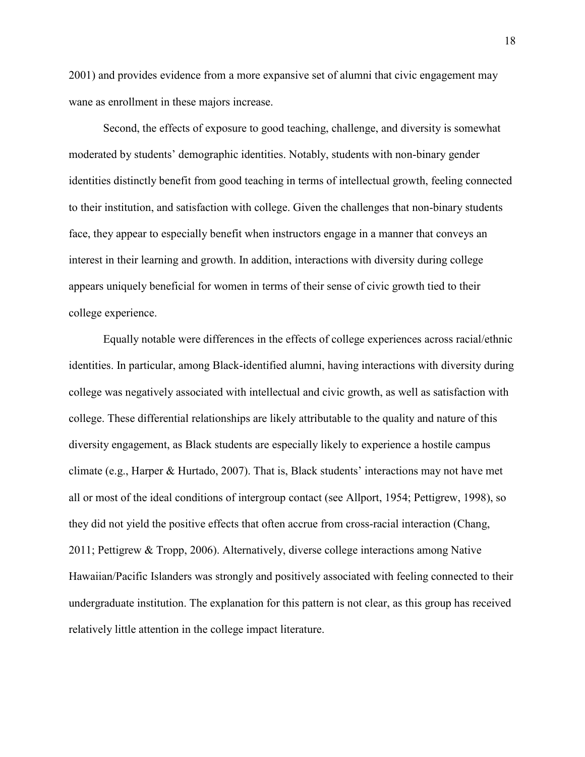2001) and provides evidence from a more expansive set of alumni that civic engagement may wane as enrollment in these majors increase.

Second, the effects of exposure to good teaching, challenge, and diversity is somewhat moderated by students' demographic identities. Notably, students with non-binary gender identities distinctly benefit from good teaching in terms of intellectual growth, feeling connected to their institution, and satisfaction with college. Given the challenges that non-binary students face, they appear to especially benefit when instructors engage in a manner that conveys an interest in their learning and growth. In addition, interactions with diversity during college appears uniquely beneficial for women in terms of their sense of civic growth tied to their college experience.

Equally notable were differences in the effects of college experiences across racial/ethnic identities. In particular, among Black-identified alumni, having interactions with diversity during college was negatively associated with intellectual and civic growth, as well as satisfaction with college. These differential relationships are likely attributable to the quality and nature of this diversity engagement, as Black students are especially likely to experience a hostile campus climate (e.g., Harper & Hurtado, 2007). That is, Black students' interactions may not have met all or most of the ideal conditions of intergroup contact (see Allport, 1954; Pettigrew, 1998), so they did not yield the positive effects that often accrue from cross-racial interaction (Chang, 2011; Pettigrew & Tropp, 2006). Alternatively, diverse college interactions among Native Hawaiian/Pacific Islanders was strongly and positively associated with feeling connected to their undergraduate institution. The explanation for this pattern is not clear, as this group has received relatively little attention in the college impact literature.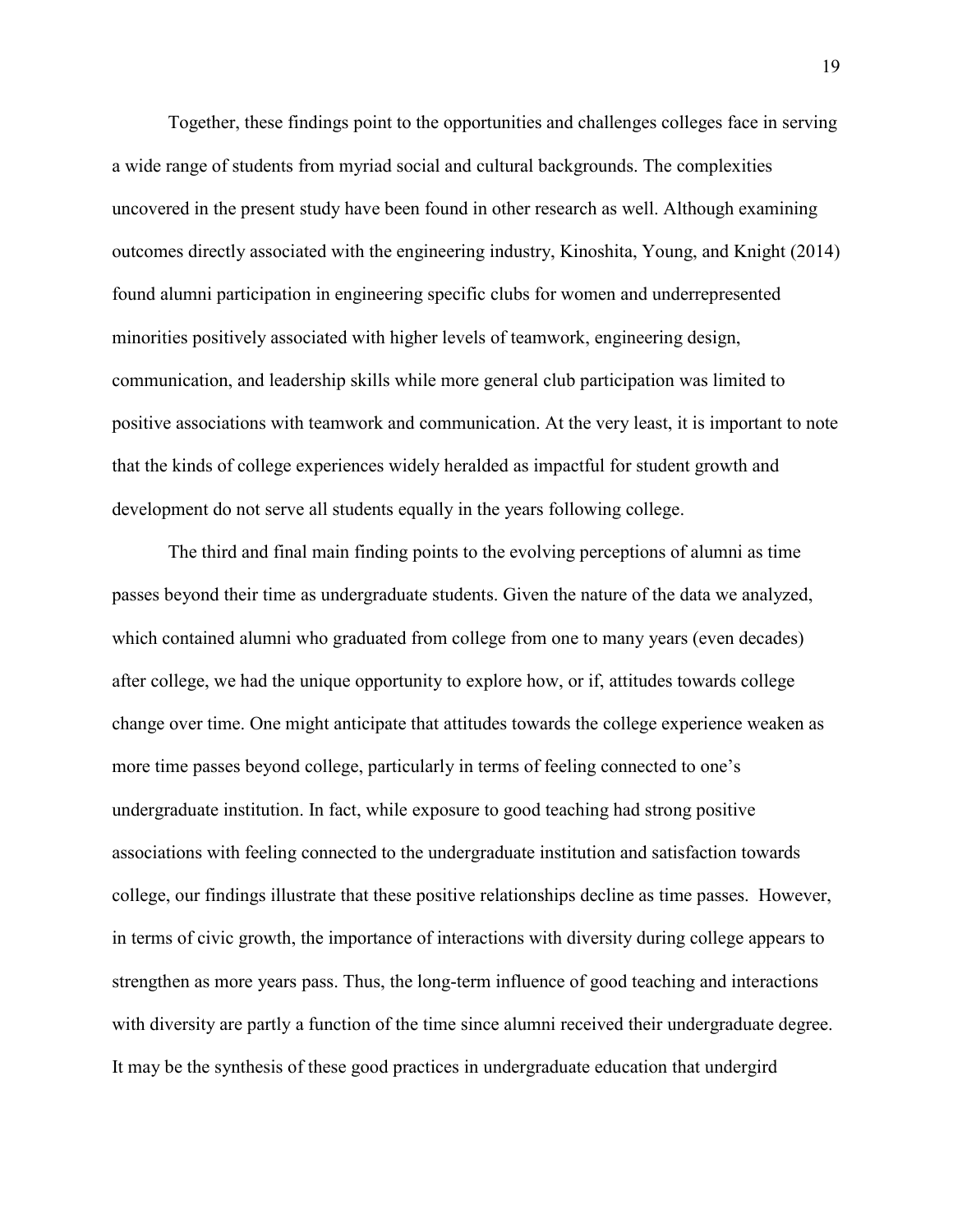Together, these findings point to the opportunities and challenges colleges face in serving a wide range of students from myriad social and cultural backgrounds. The complexities uncovered in the present study have been found in other research as well. Although examining outcomes directly associated with the engineering industry, Kinoshita, Young, and Knight (2014) found alumni participation in engineering specific clubs for women and underrepresented minorities positively associated with higher levels of teamwork, engineering design, communication, and leadership skills while more general club participation was limited to positive associations with teamwork and communication. At the very least, it is important to note that the kinds of college experiences widely heralded as impactful for student growth and development do not serve all students equally in the years following college.

The third and final main finding points to the evolving perceptions of alumni as time passes beyond their time as undergraduate students. Given the nature of the data we analyzed, which contained alumni who graduated from college from one to many years (even decades) after college, we had the unique opportunity to explore how, or if, attitudes towards college change over time. One might anticipate that attitudes towards the college experience weaken as more time passes beyond college, particularly in terms of feeling connected to one's undergraduate institution. In fact, while exposure to good teaching had strong positive associations with feeling connected to the undergraduate institution and satisfaction towards college, our findings illustrate that these positive relationships decline as time passes. However, in terms of civic growth, the importance of interactions with diversity during college appears to strengthen as more years pass. Thus, the long-term influence of good teaching and interactions with diversity are partly a function of the time since alumni received their undergraduate degree. It may be the synthesis of these good practices in undergraduate education that undergird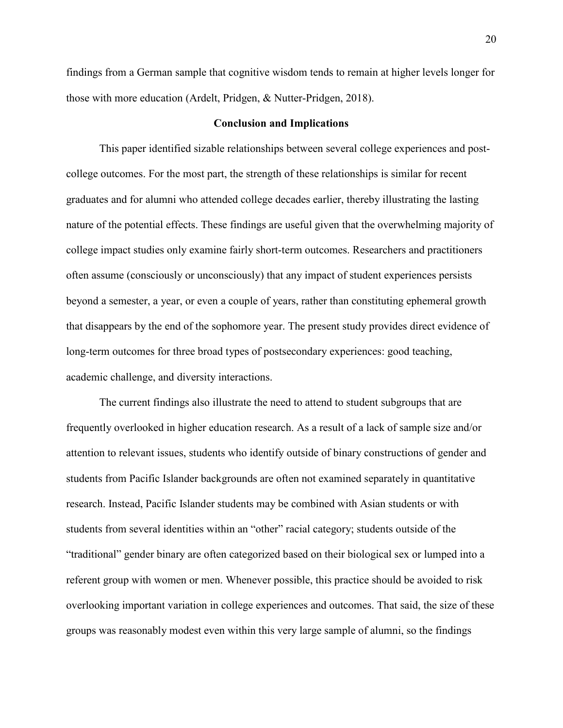findings from a German sample that cognitive wisdom tends to remain at higher levels longer for those with more education (Ardelt, Pridgen, & Nutter-Pridgen, 2018).

## Conclusion and Implications

This paper identified sizable relationships between several college experiences and post-college outcomes. For the most part, the strength of these relationships is similar for recent graduates and for alumni who attended college decades earlier, thereby illustrating the lasting nature of the potential effects. These findings are useful given that the overwhelming majority of college impact studies only examine fairly short-term outcomes. Researchers and practitioners often assume (consciously or unconsciously) that any impact of student experiences persists beyond a semester, a year, or even a couple of years, rather than constituting ephemeral growth that disappears by the end of the sophomore year. The present study provides direct evidence of long-term outcomes for three broad types of postsecondary experiences: good teaching, academic challenge, and diversity interactions.

The current findings also illustrate the need to attend to student subgroups that are frequently overlooked in higher education research. As a result of a lack of sample size and/or attention to relevant issues, students who identify outside of binary constructions of gender and students from Pacific Islander backgrounds are often not examined separately in quantitative research. Instead, Pacific Islander students may be combined with Asian students or with students from several identities within an "other" racial category; students outside of the "traditional" gender binary are often categorized based on their biological sex or lumped into a referent group with women or men. Whenever possible, this practice should be avoided to risk overlooking important variation in college experiences and outcomes. That said, the size of these groups was reasonably modest even within this very large sample of alumni, so the findings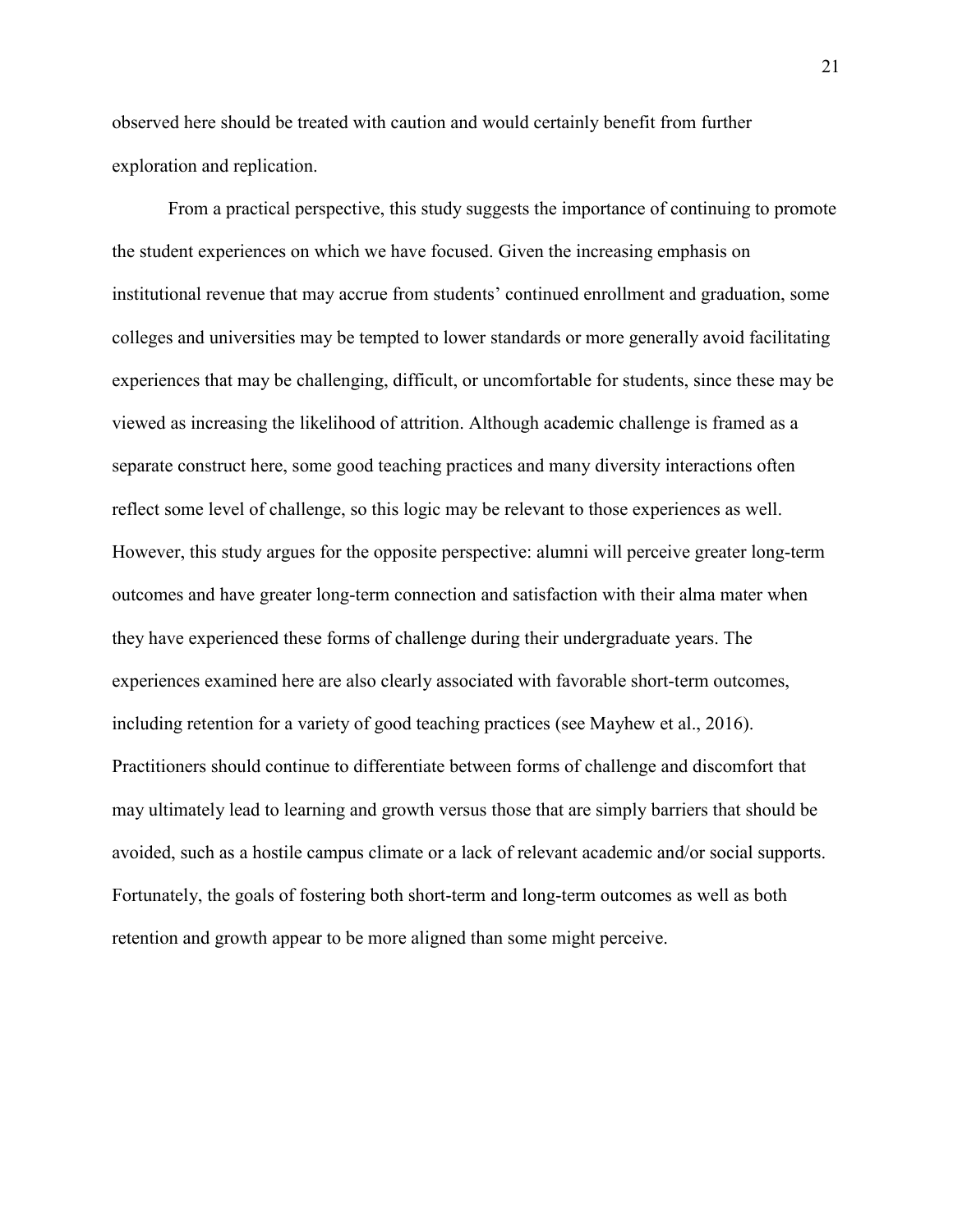observed here should be treated with caution and would certainly benefit from further exploration and replication.

From a practical perspective, this study suggests the importance of continuing to promote the student experiences on which we have focused. Given the increasing emphasis on institutional revenue that may accrue from students' continued enrollment and graduation, some colleges and universities may be tempted to lower standards or more generally avoid facilitating experiences that may be challenging, difficult, or uncomfortable for students, since these may be viewed as increasing the likelihood of attrition. Although academic challenge is framed as a separate construct here, some good teaching practices and many diversity interactions often reflect some level of challenge, so this logic may be relevant to those experiences as well. However, this study argues for the opposite perspective: alumni will perceive greater long-term outcomes and have greater long-term connection and satisfaction with their alma mater when they have experienced these forms of challenge during their undergraduate years. The experiences examined here are also clearly associated with favorable short-term outcomes, including retention for a variety of good teaching practices (see Mayhew et al., 2016). Practitioners should continue to differentiate between forms of challenge and discomfort that may ultimately lead to learning and growth versus those that are simply barriers that should be avoided, such as a hostile campus climate or a lack of relevant academic and/or social supports. Fortunately, the goals of fostering both short-term and long-term outcomes as well as both retention and growth appear to be more aligned than some might perceive.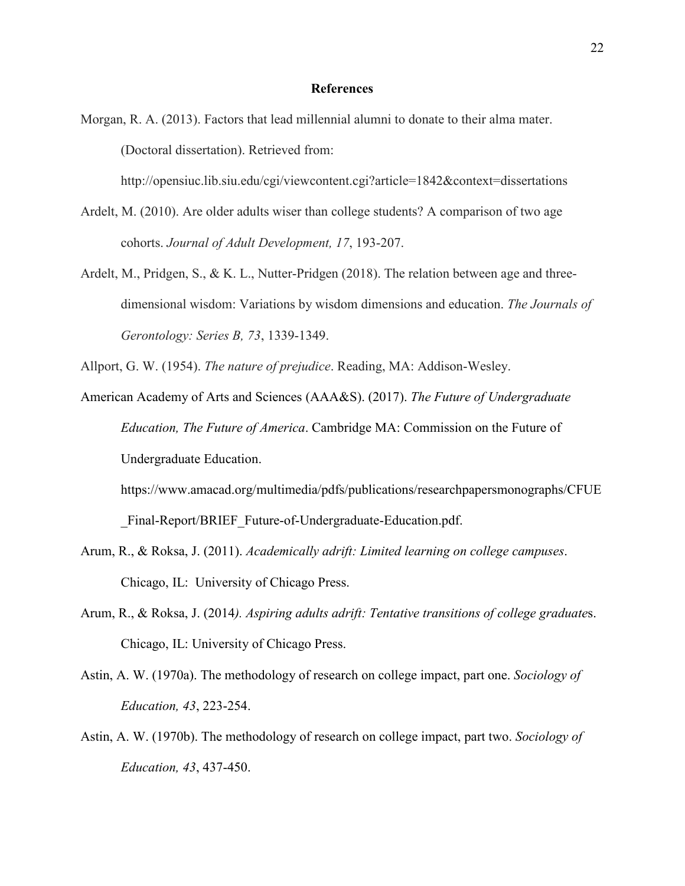# References

Morgan, R. A. (2013). Factors that lead millennial alumni to donate to their alma mater. (Doctoral dissertation). Retrieved from: http://opensiuc.lib.siu.edu/cgi/viewcontent.cgi?article=1842&context=dissertations

Ardelt, M. (2010). Are older adults wiser than college students? A comparison of two age cohorts. *Journal of Adult Development, 17*, 193-207.

Ardelt, M., Pridgen, S., & K. L., Nutter-Pridgen (2018). The relation between age and three-dimensional wisdom: Variations by wisdom dimensions and education. *The Journals of Gerontology: Series B, 73*, 1339-1349.

Allport, G. W. (1954). *The nature of prejudice*. Reading, MA: Addison-Wesley.

American Academy of Arts and Sciences (AAA&S). (2017). *The Future of Undergraduate Education, The Future of America*. Cambridge MA: Commission on the Future of Undergraduate Education. https://www.amacad.org/multimedia/pdfs/publications/researchpapersmonographs/CFUE_Final-Report/BRIEF_Future-of-Undergraduate-Education.pdf.

Arum, R., & Roksa, J. (2011). *Academically adrift: Limited learning on college campuses*. Chicago, IL: University of Chicago Press.

Arum, R., & Roksa, J. (2014*). Aspiring adults adrift: Tentative transitions of college graduate*s. Chicago, IL: University of Chicago Press.

Astin, A. W. (1970a). The methodology of research on college impact, part one. *Sociology of Education, 43*, 223-254.

Astin, A. W. (1970b). The methodology of research on college impact, part two. *Sociology of Education, 43*, 437-450.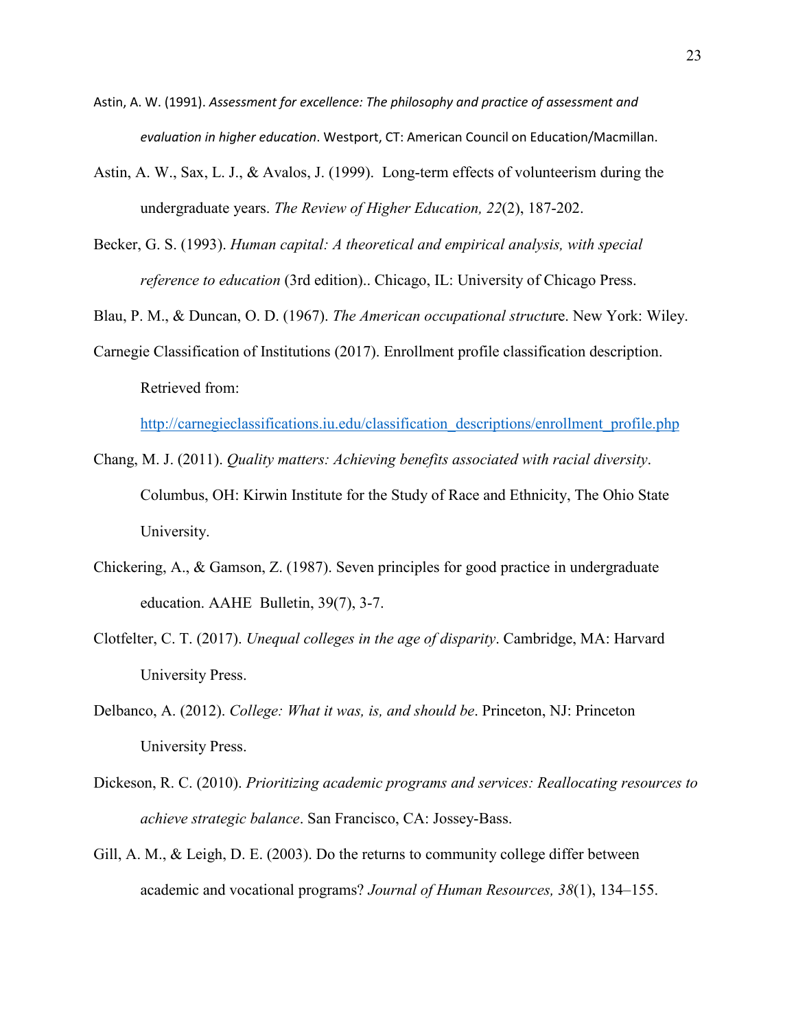Astin, A. W. (1991). *Assessment for excellence: The philosophy and practice of assessment and evaluation in higher education*. Westport, CT: American Council on Education/Macmillan.

Astin, A. W., Sax, L. J., & Avalos, J. (1999). Long-term effects of volunteerism during the undergraduate years. *The Review of Higher Education, 22*(2), 187-202.

Becker, G. S. (1993). *Human capital: A theoretical and empirical analysis, with special reference to education* (3rd edition).. Chicago, IL: University of Chicago Press.

Blau, P. M., & Duncan, O. D. (1967). *The American occupational structu*re. New York: Wiley.

Carnegie Classification of Institutions (2017). Enrollment profile classification description. Retrieved from: http://carnegieclassifications.iu.edu/classification_descriptions/enrollment_profile.php

Chang, M. J. (2011). *Quality matters: Achieving benefits associated with racial diversity*. Columbus, OH: Kirwin Institute for the Study of Race and Ethnicity, The Ohio State University.

Chickering, A., & Gamson, Z. (1987). Seven principles for good practice in undergraduate education. AAHE Bulletin, 39(7), 3-7.

Clotfelter, C. T. (2017). *Unequal colleges in the age of disparity*. Cambridge, MA: Harvard University Press.

Delbanco, A. (2012). *College: What it was, is, and should be*. Princeton, NJ: Princeton University Press.

Dickeson, R. C. (2010). *Prioritizing academic programs and services: Reallocating resources to achieve strategic balance*. San Francisco, CA: Jossey-Bass.

Gill, A. M., & Leigh, D. E. (2003). Do the returns to community college differ between academic and vocational programs? *Journal of Human Resources, 38*(1), 134–155.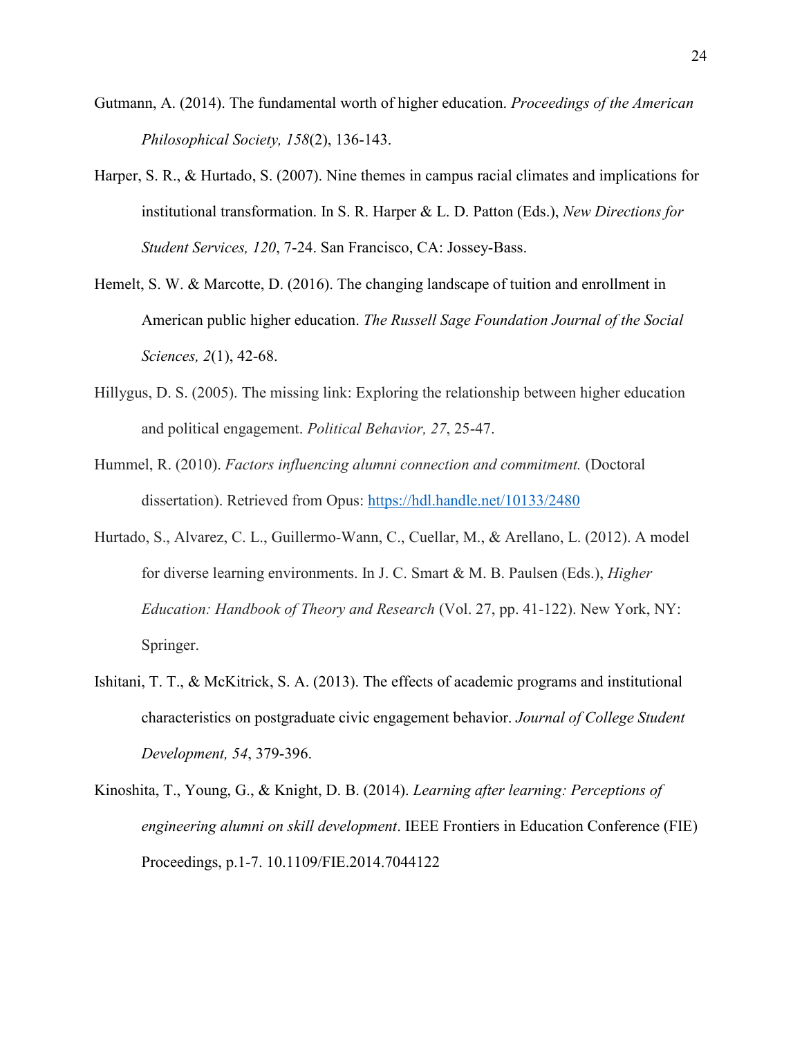Gutmann, A. (2014). The fundamental worth of higher education. *Proceedings of the American Philosophical Society, 158*(2), 136-143.

Harper, S. R., & Hurtado, S. (2007). Nine themes in campus racial climates and implications for institutional transformation. In S. R. Harper & L. D. Patton (Eds.), *New Directions for Student Services, 120*, 7-24. San Francisco, CA: Jossey-Bass.

Hemelt, S. W. & Marcotte, D. (2016). The changing landscape of tuition and enrollment in American public higher education. *The Russell Sage Foundation Journal of the Social Sciences, 2*(1), 42-68.

Hillygus, D. S. (2005). The missing link: Exploring the relationship between higher education and political engagement. *Political Behavior, 27*, 25-47.

Hummel, R. (2010). *Factors influencing alumni connection and commitment.* (Doctoral dissertation). Retrieved from Opus: [https://hdl.handle.net/10133/2480](https://hdl.handle.net/10133/2480)

Hurtado, S., Alvarez, C. L., Guillermo-Wann, C., Cuellar, M., & Arellano, L. (2012). A model for diverse learning environments. In J. C. Smart & M. B. Paulsen (Eds.), *Higher Education: Handbook of Theory and Research* (Vol. 27, pp. 41-122). New York, NY: Springer.

Ishitani, T. T., & McKitrick, S. A. (2013). The effects of academic programs and institutional characteristics on postgraduate civic engagement behavior. *Journal of College Student Development, 54*, 379-396.

Kinoshita, T., Young, G., & Knight, D. B. (2014). *Learning after learning: Perceptions of engineering alumni on skill development*. IEEE Frontiers in Education Conference (FIE) Proceedings, p.1-7. 10.1109/FIE.2014.7044122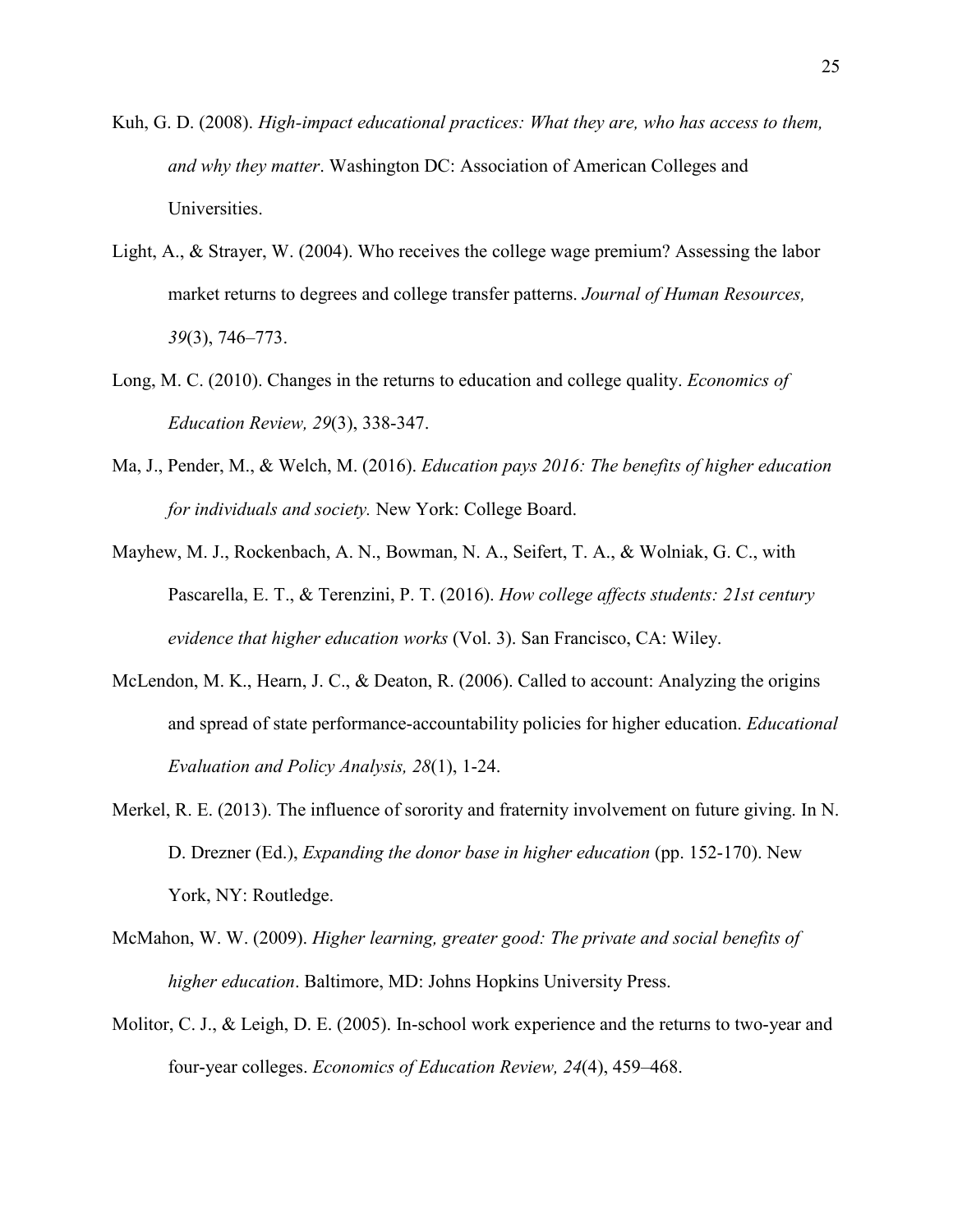Kuh, G. D. (2008). *High-impact educational practices: What they are, who has access to them, and why they matter*. Washington DC: Association of American Colleges and Universities.

Light, A., & Strayer, W. (2004). Who receives the college wage premium? Assessing the labor market returns to degrees and college transfer patterns. *Journal of Human Resources, 39*(3), 746–773.

Long, M. C. (2010). Changes in the returns to education and college quality. *Economics of Education Review, 29*(3), 338-347.

Ma, J., Pender, M., & Welch, M. (2016). *Education pays 2016: The benefits of higher education for individuals and society.* New York: College Board.

Mayhew, M. J., Rockenbach, A. N., Bowman, N. A., Seifert, T. A., & Wolniak, G. C., with Pascarella, E. T., & Terenzini, P. T. (2016). *How college affects students: 21st century evidence that higher education works* (Vol. 3). San Francisco, CA: Wiley.

McLendon, M. K., Hearn, J. C., & Deaton, R. (2006). Called to account: Analyzing the origins and spread of state performance-accountability policies for higher education. *Educational Evaluation and Policy Analysis, 28*(1), 1-24.

Merkel, R. E. (2013). The influence of sorority and fraternity involvement on future giving. In N. D. Drezner (Ed.), *Expanding the donor base in higher education* (pp. 152-170). New York, NY: Routledge.

McMahon, W. W. (2009). *Higher learning, greater good: The private and social benefits of higher education*. Baltimore, MD: Johns Hopkins University Press.

Molitor, C. J., & Leigh, D. E. (2005). In-school work experience and the returns to two-year and four-year colleges. *Economics of Education Review, 24*(4), 459–468.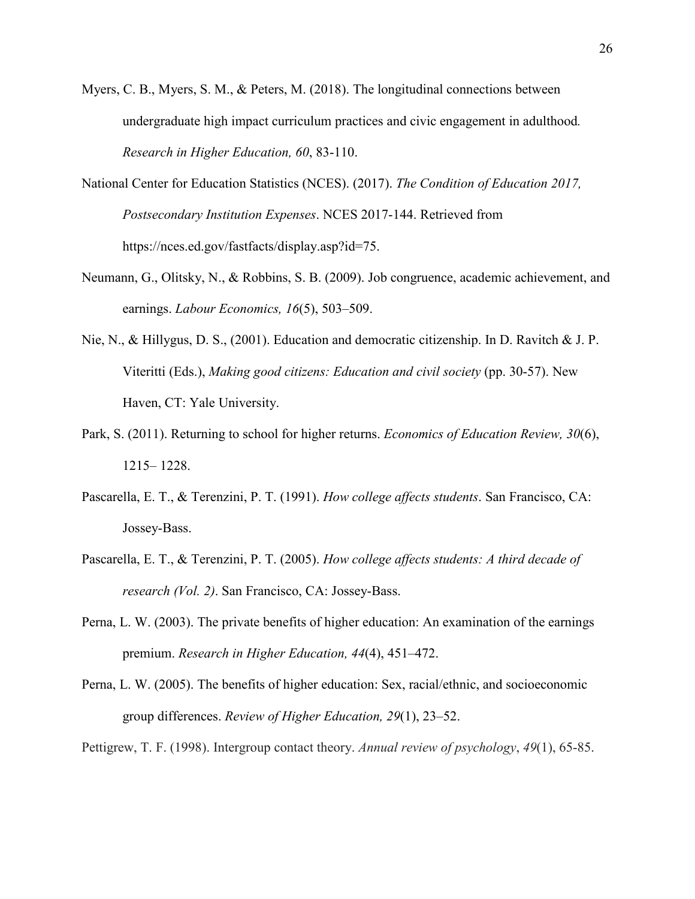Myers, C. B., Myers, S. M., & Peters, M. (2018). The longitudinal connections between undergraduate high impact curriculum practices and civic engagement in adulthood. *Research in Higher Education, 60*, 83-110.

National Center for Education Statistics (NCES). (2017). *The Condition of Education 2017, Postsecondary Institution Expenses*. NCES 2017-144. Retrieved from https://nces.ed.gov/fastfacts/display.asp?id=75.

Neumann, G., Olitsky, N., & Robbins, S. B. (2009). Job congruence, academic achievement, and earnings. *Labour Economics, 16*(5), 503–509.

Nie, N., & Hillygus, D. S., (2001). Education and democratic citizenship. In D. Ravitch & J. P. Viteritti (Eds.), *Making good citizens: Education and civil society* (pp. 30-57). New Haven, CT: Yale University.

Park, S. (2011). Returning to school for higher returns. *Economics of Education Review, 30*(6), 1215– 1228.

Pascarella, E. T., & Terenzini, P. T. (1991). *How college affects students*. San Francisco, CA: Jossey-Bass.

Pascarella, E. T., & Terenzini, P. T. (2005). *How college affects students: A third decade of research (Vol. 2)*. San Francisco, CA: Jossey-Bass.

Perna, L. W. (2003). The private benefits of higher education: An examination of the earnings premium. *Research in Higher Education, 44*(4), 451–472.

Perna, L. W. (2005). The benefits of higher education: Sex, racial/ethnic, and socioeconomic group differences. *Review of Higher Education, 29*(1), 23–52.

Pettigrew, T. F. (1998). Intergroup contact theory. *Annual review of psychology*, *49*(1), 65-85.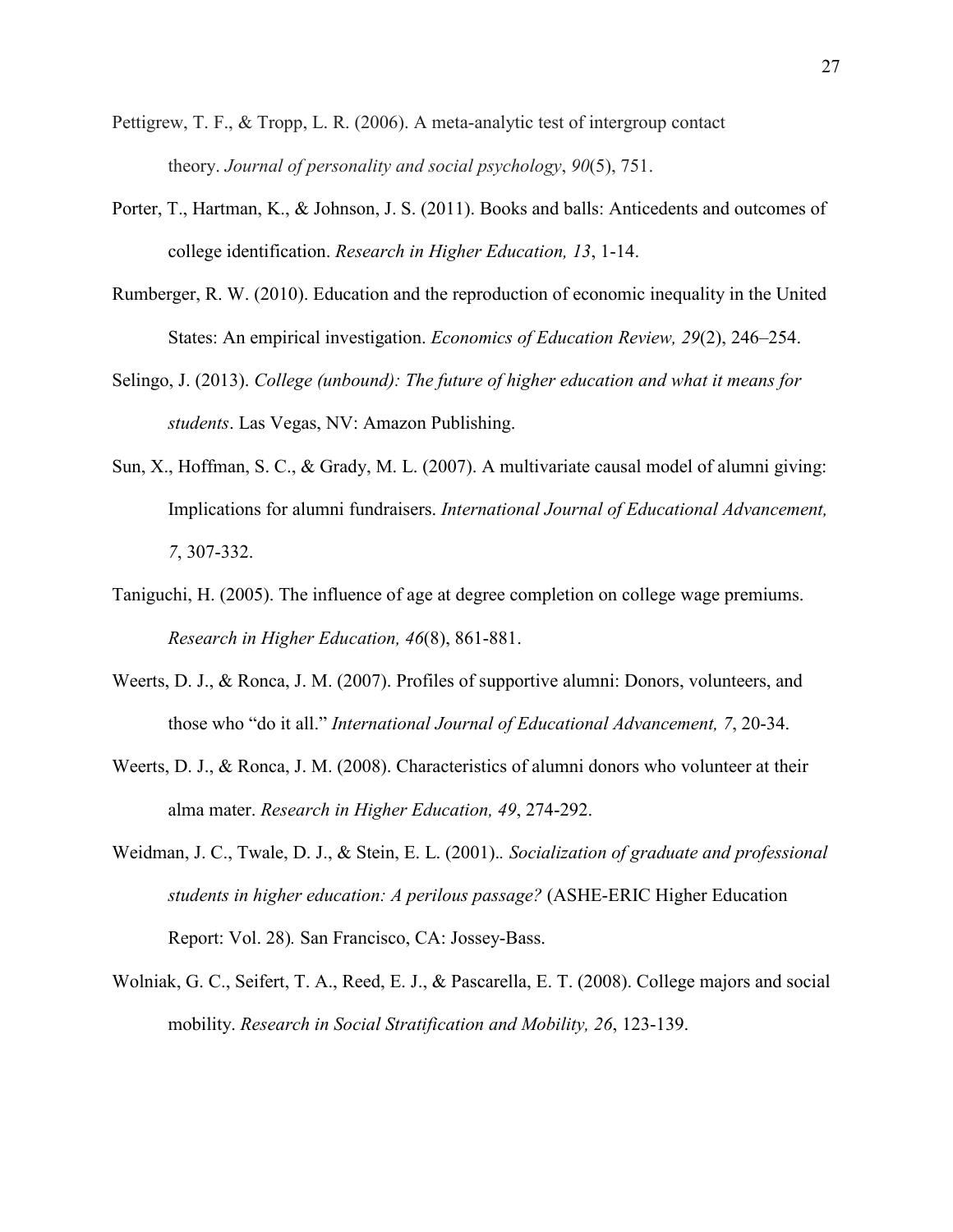Pettigrew, T. F., & Tropp, L. R. (2006). A meta-analytic test of intergroup contact theory. *Journal of personality and social psychology*, *90*(5), 751.

Porter, T., Hartman, K., & Johnson, J. S. (2011). Books and balls: Anticedents and outcomes of college identification. *Research in Higher Education, 13*, 1-14.

Rumberger, R. W. (2010). Education and the reproduction of economic inequality in the United States: An empirical investigation. *Economics of Education Review, 29*(2), 246–254.

Selingo, J. (2013). *College (unbound): The future of higher education and what it means for students*. Las Vegas, NV: Amazon Publishing.

Sun, X., Hoffman, S. C., & Grady, M. L. (2007). A multivariate causal model of alumni giving: Implications for alumni fundraisers. *International Journal of Educational Advancement, 7*, 307-332.

Taniguchi, H. (2005). The influence of age at degree completion on college wage premiums. *Research in Higher Education, 46*(8), 861-881.

Weerts, D. J., & Ronca, J. M. (2007). Profiles of supportive alumni: Donors, volunteers, and those who "do it all." *International Journal of Educational Advancement, 7*, 20-34.

Weerts, D. J., & Ronca, J. M. (2008). Characteristics of alumni donors who volunteer at their alma mater. *Research in Higher Education, 49*, 274-292.

Weidman, J. C., Twale, D. J., & Stein, E. L. (2001).. *Socialization of graduate and professional students in higher education: A perilous passage?* (ASHE-ERIC Higher Education Report: Vol. 28)*.* San Francisco, CA: Jossey-Bass.

Wolniak, G. C., Seifert, T. A., Reed, E. J., & Pascarella, E. T. (2008). College majors and social mobility. *Research in Social Stratification and Mobility, 26*, 123-139.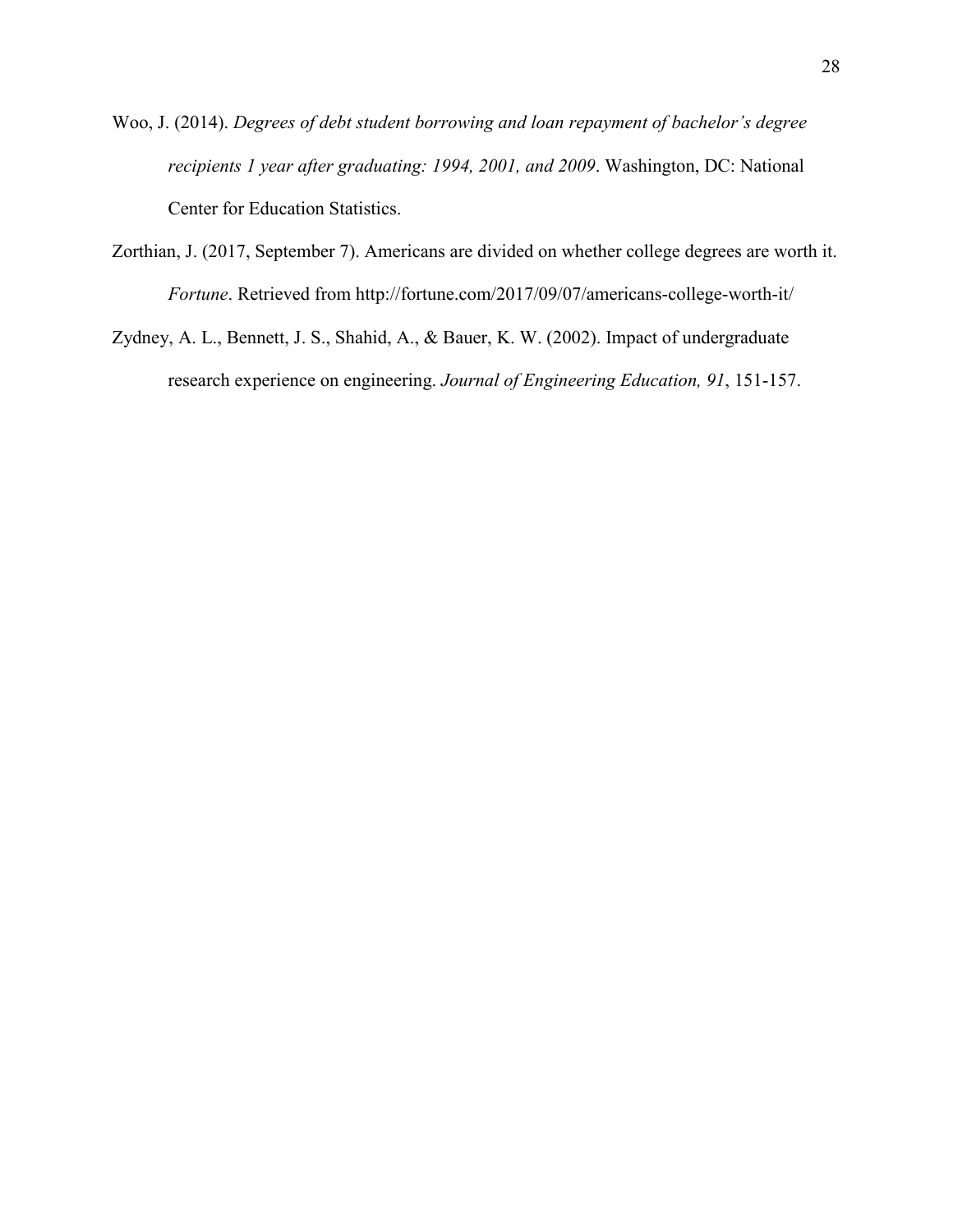Woo, J. (2014). *Degrees of debt student borrowing and loan repayment of bachelor's degree recipients 1 year after graduating: 1994, 2001, and 2009*. Washington, DC: National Center for Education Statistics.

Zorthian, J. (2017, September 7). Americans are divided on whether college degrees are worth it. *Fortune*. Retrieved from http://fortune.com/2017/09/07/americans-college-worth-it/

Zydney, A. L., Bennett, J. S., Shahid, A., & Bauer, K. W. (2002). Impact of undergraduate research experience on engineering. *Journal of Engineering Education, 91*, 151-157.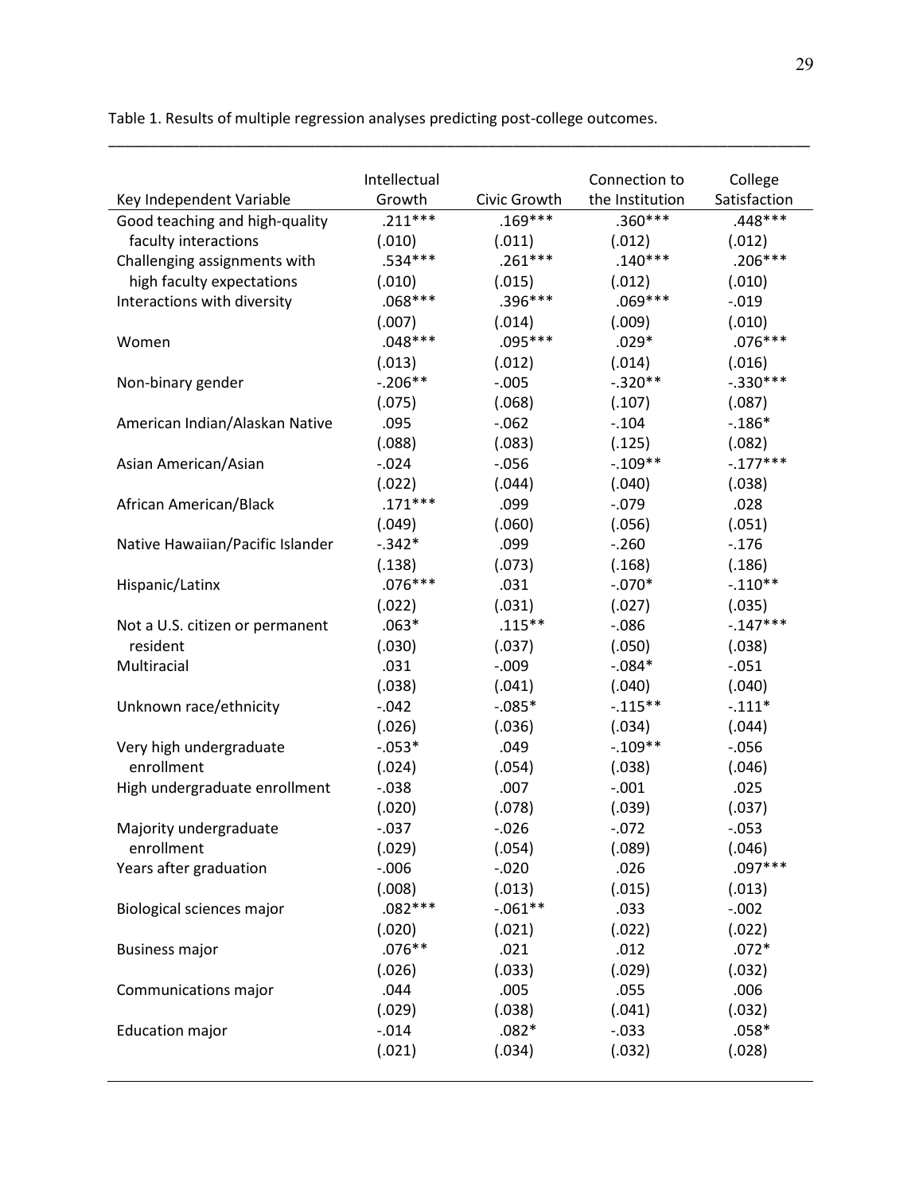Table 1. Results of multiple regression analyses predicting post-college outcomes.

| Key Independent Variable | Intellectual Growth | Civic Growth | Connection to the Institution | College Satisfaction |
|---|---|---|---|---|
| Good teaching and high-quality faculty interactions | .211*** | .169*** | .360*** | .448*** |
| | (.010) | (.011) | (.012) | (.012) |
| Challenging assignments with high faculty expectations | .534*** | .261*** | .140*** | .206*** |
| | (.010) | (.015) | (.012) | (.010) |
| Interactions with diversity | .068*** | .396*** | .069*** | -.019 |
| | (.007) | (.014) | (.009) | (.010) |
| Women | .048*** | .095*** | .029* | .076*** |
| | (.013) | (.012) | (.014) | (.016) |
| Non-binary gender | -.206** | -.005 | -.320** | -.330*** |
| | (.075) | (.068) | (.107) | (.087) |
| American Indian/Alaskan Native | .095 | -.062 | -.104 | -.186* |
| | (.088) | (.083) | (.125) | (.082) |
| Asian American/Asian | -.024 | -.056 | -.109** | -.177*** |
| | (.022) | (.044) | (.040) | (.038) |
| African American/Black | .171*** | .099 | -.079 | .028 |
| | (.049) | (.060) | (.056) | (.051) |
| Native Hawaiian/Pacific Islander | -.342* | .099 | -.260 | -.176 |
| | (.138) | (.073) | (.168) | (.186) |
| Hispanic/Latinx | .076*** | .031 | -.070* | -.110** |
| | (.022) | (.031) | (.027) | (.035) |
| Not a U.S. citizen or permanent resident | .063* | .115** | -.086 | -.147*** |
| | (.030) | (.037) | (.050) | (.038) |
| Multiracial | .031 | -.009 | -.084* | -.051 |
| | (.038) | (.041) | (.040) | (.040) |
| Unknown race/ethnicity | -.042 | -.085* | -.115** | -.111* |
| | (.026) | (.036) | (.034) | (.044) |
| Very high undergraduate enrollment | -.053* | .049 | -.109** | -.056 |
| | (.024) | (.054) | (.038) | (.046) |
| High undergraduate enrollment | -.038 | .007 | -.001 | .025 |
| | (.020) | (.078) | (.039) | (.037) |
| Majority undergraduate enrollment | -.037 | -.026 | -.072 | -.053 |
| | (.029) | (.054) | (.089) | (.046) |
| Years after graduation | -.006 | -.020 | .026 | .097*** |
| | (.008) | (.013) | (.015) | (.013) |
| Biological sciences major | .082*** | -.061** | .033 | -.002 |
| | (.020) | (.021) | (.022) | (.022) |
| Business major | .076** | .021 | .012 | .072* |
| | (.026) | (.033) | (.029) | (.032) |
| Communications major | .044 | .005 | .055 | .006 |
| | (.029) | (.038) | (.041) | (.032) |
| Education major | -.014 | .082* | -.033 | .058* |
| | (.021) | (.034) | (.032) | (.028) |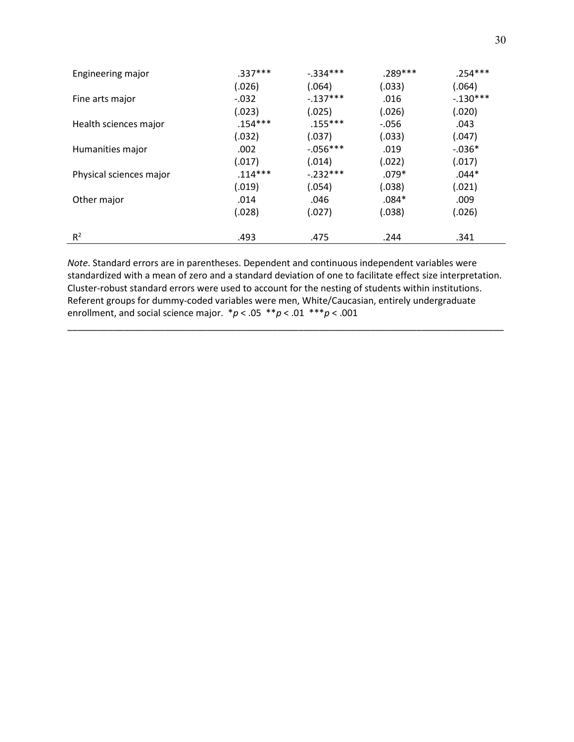| | | | | |
|---|---|---|---|---|
| Engineering major | .337*** | -.334*** | .289*** | .254*** |
| | (.026) | (.064) | (.033) | (.064) |
| Fine arts major | -.032 | -.137*** | .016 | -.130*** |
| | (.023) | (.025) | (.026) | (.020) |
| Health sciences major | .154*** | .155*** | -.056 | .043 |
| | (.032) | (.037) | (.033) | (.047) |
| Humanities major | .002 | -.056*** | .019 | -.036* |
| | (.017) | (.014) | (.022) | (.017) |
| Physical sciences major | .114*** | -.232*** | .079* | .044* |
| | (.019) | (.054) | (.038) | (.021) |
| Other major | .014 | .046 | .084* | .009 |
| | (.028) | (.027) | (.038) | (.026) |
| $R^2$ | .493 | .475 | .244 | .341 |

*Note*. Standard errors are in parentheses. Dependent and continuous independent variables were standardized with a mean of zero and a standard deviation of one to facilitate effect size interpretation. Cluster-robust standard errors were used to account for the nesting of students within institutions. Referent groups for dummy-coded variables were men, White/Caucasian, entirely undergraduate enrollment, and social science major. \*$p < .05$ \*\*$p < .01$ \*\*\*$p < .001$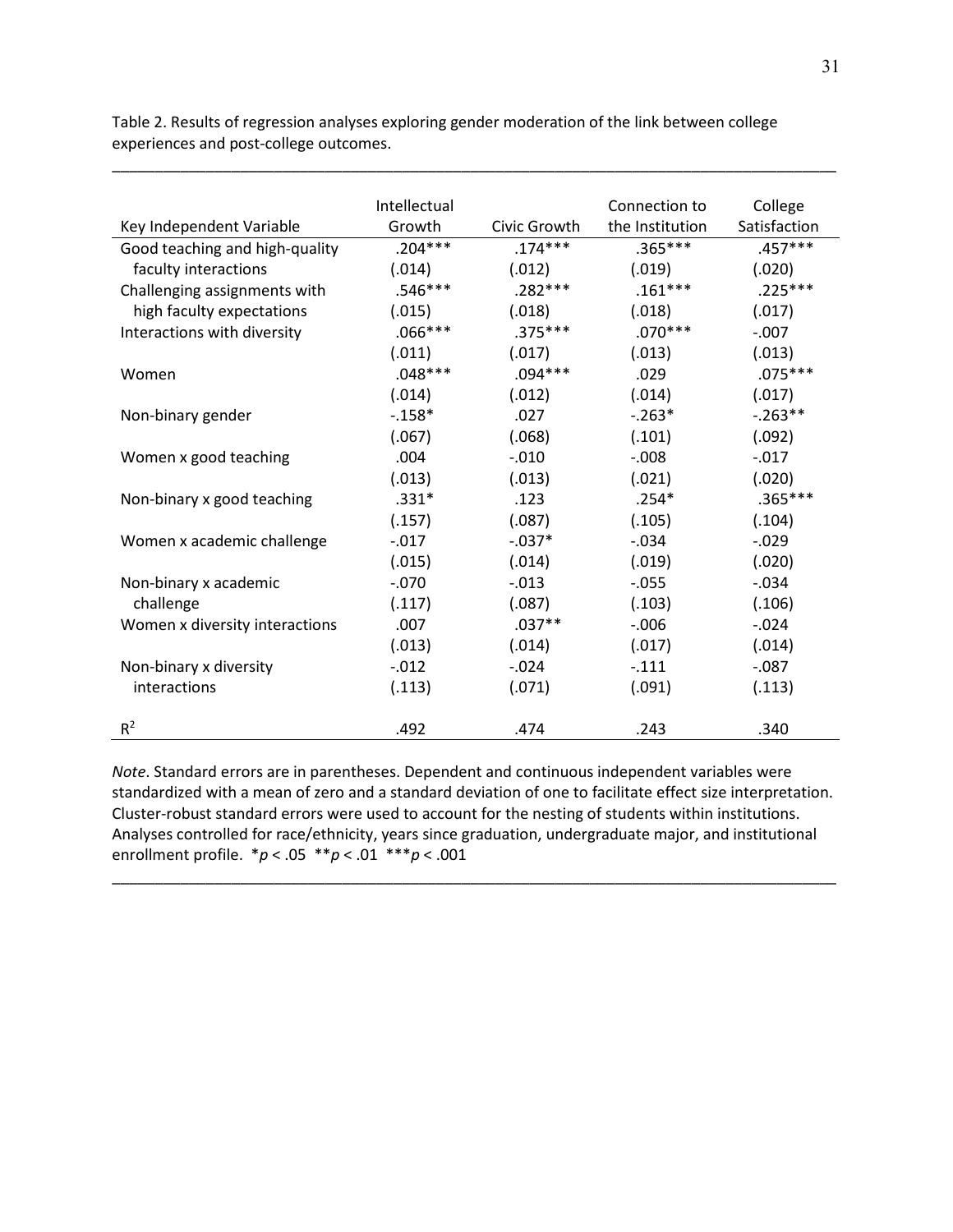Table 2. Results of regression analyses exploring gender moderation of the link between college experiences and post-college outcomes.

| Key Independent Variable | Intellectual Growth | Civic Growth | Connection to the Institution | College Satisfaction |
|---|---|---|---|---|
| Good teaching and high-quality faculty interactions | .204*** | .174*** | .365*** | .457*** |
| | (.014) | (.012) | (.019) | (.020) |
| Challenging assignments with high faculty expectations | .546*** | .282*** | .161*** | .225*** |
| | (.015) | (.018) | (.018) | (.017) |
| Interactions with diversity | .066*** | .375*** | .070*** | -.007 |
| | (.011) | (.017) | (.013) | (.013) |
| Women | .048*** | .094*** | .029 | .075*** |
| | (.014) | (.012) | (.014) | (.017) |
| Non-binary gender | -.158* | .027 | -.263* | -.263** |
| | (.067) | (.068) | (.101) | (.092) |
| Women x good teaching | .004 | -.010 | -.008 | -.017 |
| | (.013) | (.013) | (.021) | (.020) |
| Non-binary x good teaching | .331* | .123 | .254* | .365*** |
| | (.157) | (.087) | (.105) | (.104) |
| Women x academic challenge | -.017 | -.037* | -.034 | -.029 |
| | (.015) | (.014) | (.019) | (.020) |
| Non-binary x academic challenge | -.070 | -.013 | -.055 | -.034 |
| | (.117) | (.087) | (.103) | (.106) |
| Women x diversity interactions | .007 | .037** | -.006 | -.024 |
| | (.013) | (.014) | (.017) | (.014) |
| Non-binary x diversity interactions | -.012 | -.024 | -.111 | -.087 |
| | (.113) | (.071) | (.091) | (.113) |
| $R^2$ | .492 | .474 | .243 | .340 |

*Note*. Standard errors are in parentheses. Dependent and continuous independent variables were standardized with a mean of zero and a standard deviation of one to facilitate effect size interpretation. Cluster-robust standard errors were used to account for the nesting of students within institutions. Analyses controlled for race/ethnicity, years since graduation, undergraduate major, and institutional enrollment profile. $*p < .05$ $**p < .01$ $***p < .001$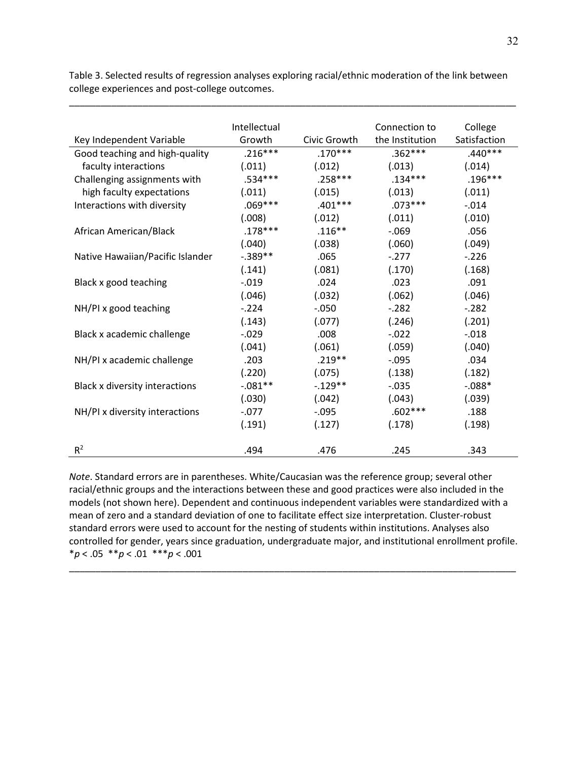Table 3. Selected results of regression analyses exploring racial/ethnic moderation of the link between college experiences and post-college outcomes.

| Key Independent Variable | Intellectual Growth | Civic Growth | Connection to the Institution | College Satisfaction |
|---|---|---|---|---|
| Good teaching and high-quality faculty interactions | .216*** | .170*** | .362*** | .440*** |
| | (.011) | (.012) | (.013) | (.014) |
| Challenging assignments with high faculty expectations | .534*** | .258*** | .134*** | .196*** |
| | (.011) | (.015) | (.013) | (.011) |
| Interactions with diversity | .069*** | .401*** | .073*** | -.014 |
| | (.008) | (.012) | (.011) | (.010) |
| African American/Black | .178*** | .116** | -.069 | .056 |
| | (.040) | (.038) | (.060) | (.049) |
| Native Hawaiian/Pacific Islander | -.389** | .065 | -.277 | -.226 |
| | (.141) | (.081) | (.170) | (.168) |
| Black x good teaching | -.019 | .024 | .023 | .091 |
| | (.046) | (.032) | (.062) | (.046) |
| NH/PI x good teaching | -.224 | -.050 | -.282 | -.282 |
| | (.143) | (.077) | (.246) | (.201) |
| Black x academic challenge | -.029 | .008 | -.022 | -.018 |
| | (.041) | (.061) | (.059) | (.040) |
| NH/PI x academic challenge | .203 | .219** | -.095 | .034 |
| | (.220) | (.075) | (.138) | (.182) |
| Black x diversity interactions | -.081** | -.129** | -.035 | -.088* |
| | (.030) | (.042) | (.043) | (.039) |
| NH/PI x diversity interactions | -.077 | -.095 | .602*** | .188 |
| | (.191) | (.127) | (.178) | (.198) |
| $R^2$ | .494 | .476 | .245 | .343 |

*Note*. Standard errors are in parentheses. White/Caucasian was the reference group; several other racial/ethnic groups and the interactions between these and good practices were also included in the models (not shown here). Dependent and continuous independent variables were standardized with a mean of zero and a standard deviation of one to facilitate effect size interpretation. Cluster-robust standard errors were used to account for the nesting of students within institutions. Analyses also controlled for gender, years since graduation, undergraduate major, and institutional enrollment profile.
\*$p < .05$ \*\*$p < .01$ \*\*\*$p < .001$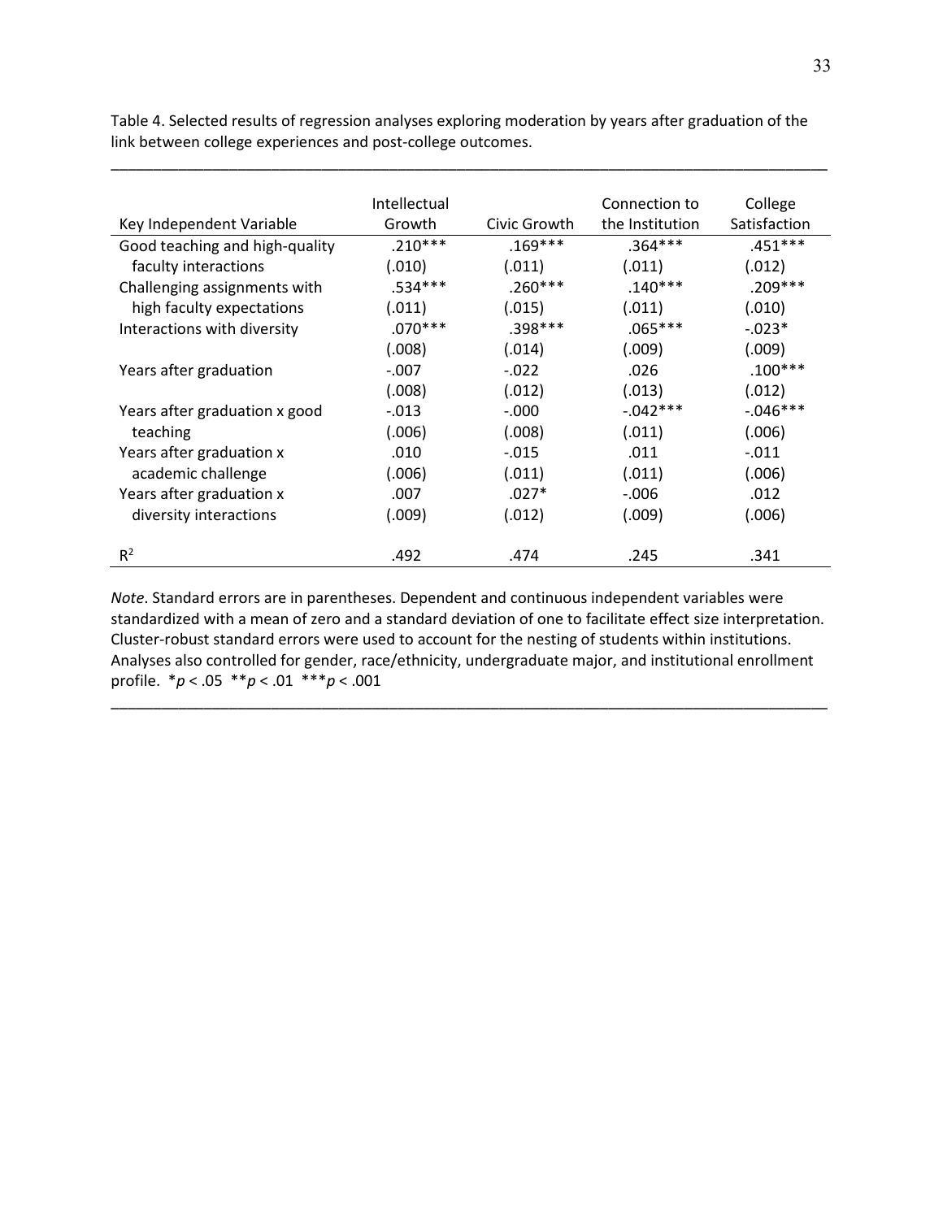Table 4. Selected results of regression analyses exploring moderation by years after graduation of the link between college experiences and post-college outcomes.

| Key Independent Variable | Intellectual Growth | Civic Growth | Connection to the Institution | College Satisfaction |
|---|---|---|---|---|
| Good teaching and high-quality faculty interactions | .210*** | .169*** | .364*** | .451*** |
| | (.010) | (.011) | (.011) | (.012) |
| Challenging assignments with high faculty expectations | .534*** | .260*** | .140*** | .209*** |
| | (.011) | (.015) | (.011) | (.010) |
| Interactions with diversity | .070*** | .398*** | .065*** | -.023* |
| | (.008) | (.014) | (.009) | (.009) |
| Years after graduation | -.007 | -.022 | .026 | .100*** |
| | (.008) | (.012) | (.013) | (.012) |
| Years after graduation x good teaching | -.013 | -.000 | -.042*** | -.046*** |
| | (.006) | (.008) | (.011) | (.006) |
| Years after graduation x academic challenge | .010 | -.015 | .011 | -.011 |
| | (.006) | (.011) | (.011) | (.006) |
| Years after graduation x diversity interactions | .007 | .027* | -.006 | .012 |
| | (.009) | (.012) | (.009) | (.006) |
| $R^2$ | .492 | .474 | .245 | .341 |

*Note*. Standard errors are in parentheses. Dependent and continuous independent variables were standardized with a mean of zero and a standard deviation of one to facilitate effect size interpretation. Cluster-robust standard errors were used to account for the nesting of students within institutions. Analyses also controlled for gender, race/ethnicity, undergraduate major, and institutional enrollment profile. $^{*}p < .05$ $^{**}p < .01$ $^{***}p < .001$